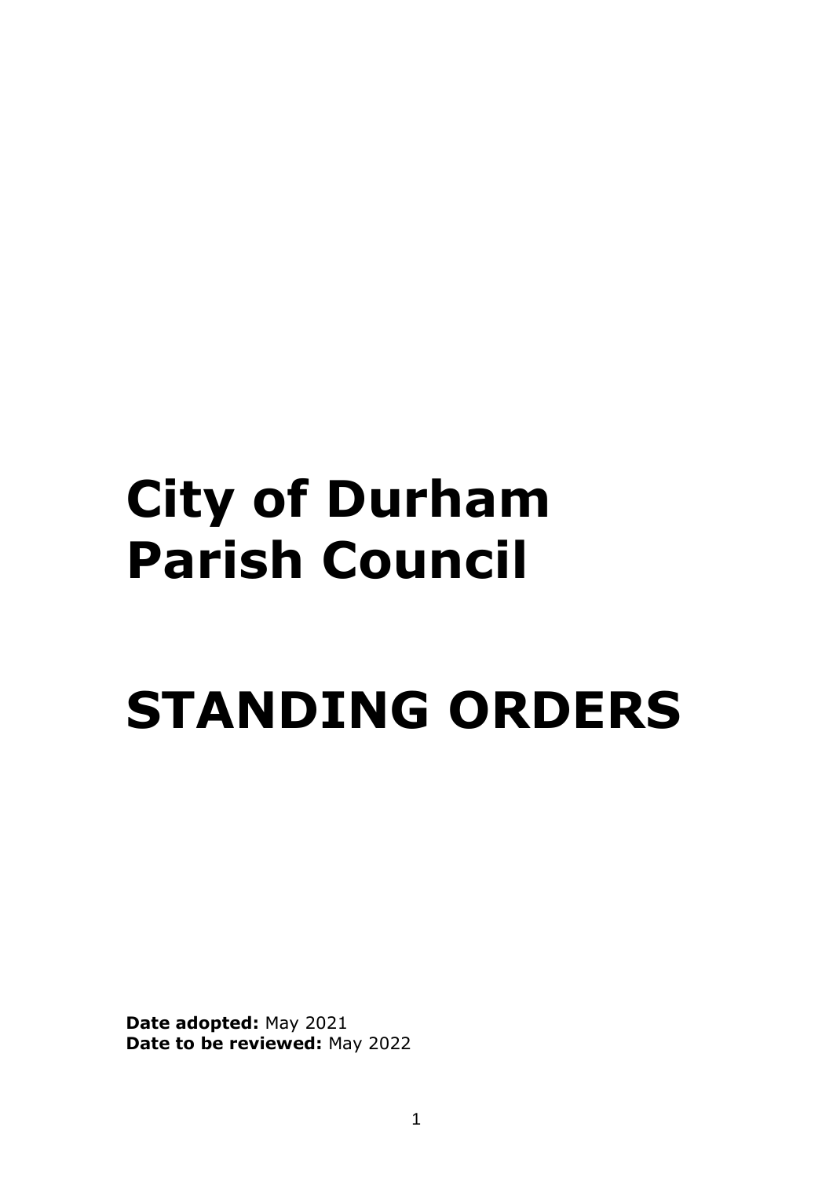# City of Durham Parish Council

# STANDING ORDERS

**Date adopted:** May 2021
**Date to be reviewed:** May 2022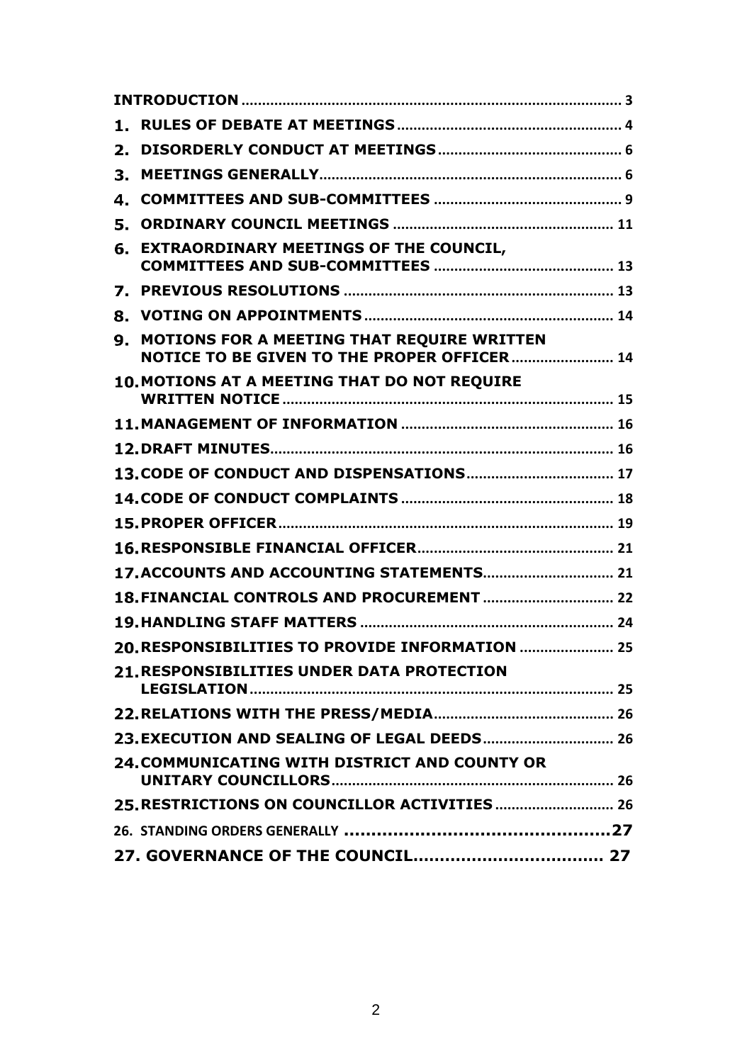| | |
|---|---|
| **INTRODUCTION** | 3 |
| **1. RULES OF DEBATE AT MEETINGS** | 4 |
| **2. DISORDERLY CONDUCT AT MEETINGS** | 6 |
| **3. MEETINGS GENERALLY** | 6 |
| **4. COMMITTEES AND SUB-COMMITTEES** | 9 |
| **5. ORDINARY COUNCIL MEETINGS** | 11 |
| **6. EXTRAORDINARY MEETINGS OF THE COUNCIL, COMMITTEES AND SUB-COMMITTEES** | 13 |
| **7. PREVIOUS RESOLUTIONS** | 13 |
| **8. VOTING ON APPOINTMENTS** | 14 |
| **9. MOTIONS FOR A MEETING THAT REQUIRE WRITTEN NOTICE TO BE GIVEN TO THE PROPER OFFICER** | 14 |
| **10. MOTIONS AT A MEETING THAT DO NOT REQUIRE WRITTEN NOTICE** | 15 |
| **11. MANAGEMENT OF INFORMATION** | 16 |
| **12. DRAFT MINUTES** | 16 |
| **13. CODE OF CONDUCT AND DISPENSATIONS** | 17 |
| **14. CODE OF CONDUCT COMPLAINTS** | 18 |
| **15. PROPER OFFICER** | 19 |
| **16. RESPONSIBLE FINANCIAL OFFICER** | 21 |
| **17. ACCOUNTS AND ACCOUNTING STATEMENTS** | 21 |
| **18. FINANCIAL CONTROLS AND PROCUREMENT** | 22 |
| **19. HANDLING STAFF MATTERS** | 24 |
| **20. RESPONSIBILITIES TO PROVIDE INFORMATION** | 25 |
| **21. RESPONSIBILITIES UNDER DATA PROTECTION LEGISLATION** | 25 |
| **22. RELATIONS WITH THE PRESS/MEDIA** | 26 |
| **23. EXECUTION AND SEALING OF LEGAL DEEDS** | 26 |
| **24. COMMUNICATING WITH DISTRICT AND COUNTY OR UNITARY COUNCILLORS** | 26 |
| **25. RESTRICTIONS ON COUNCILLOR ACTIVITIES** | 26 |
| **26. STANDING ORDERS GENERALLY** | 27 |
| **27. GOVERNANCE OF THE COUNCIL** | 27 |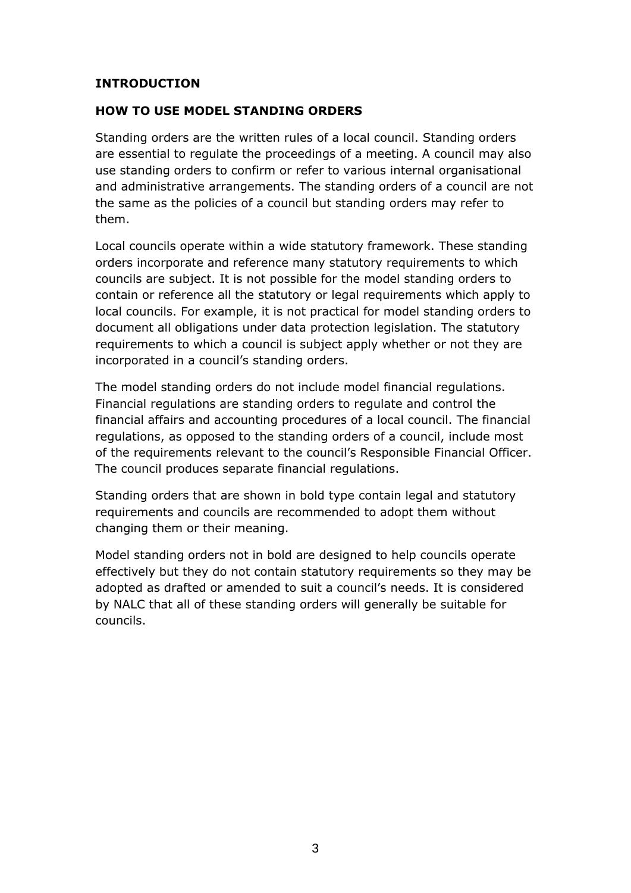## INTRODUCTION

### HOW TO USE MODEL STANDING ORDERS

Standing orders are the written rules of a local council. Standing orders are essential to regulate the proceedings of a meeting. A council may also use standing orders to confirm or refer to various internal organisational and administrative arrangements. The standing orders of a council are not the same as the policies of a council but standing orders may refer to them.

Local councils operate within a wide statutory framework. These standing orders incorporate and reference many statutory requirements to which councils are subject. It is not possible for the model standing orders to contain or reference all the statutory or legal requirements which apply to local councils. For example, it is not practical for model standing orders to document all obligations under data protection legislation. The statutory requirements to which a council is subject apply whether or not they are incorporated in a council's standing orders.

The model standing orders do not include model financial regulations. Financial regulations are standing orders to regulate and control the financial affairs and accounting procedures of a local council. The financial regulations, as opposed to the standing orders of a council, include most of the requirements relevant to the council's Responsible Financial Officer. The council produces separate financial regulations.

Standing orders that are shown in bold type contain legal and statutory requirements and councils are recommended to adopt them without changing them or their meaning.

Model standing orders not in bold are designed to help councils operate effectively but they do not contain statutory requirements so they may be adopted as drafted or amended to suit a council's needs. It is considered by NALC that all of these standing orders will generally be suitable for councils.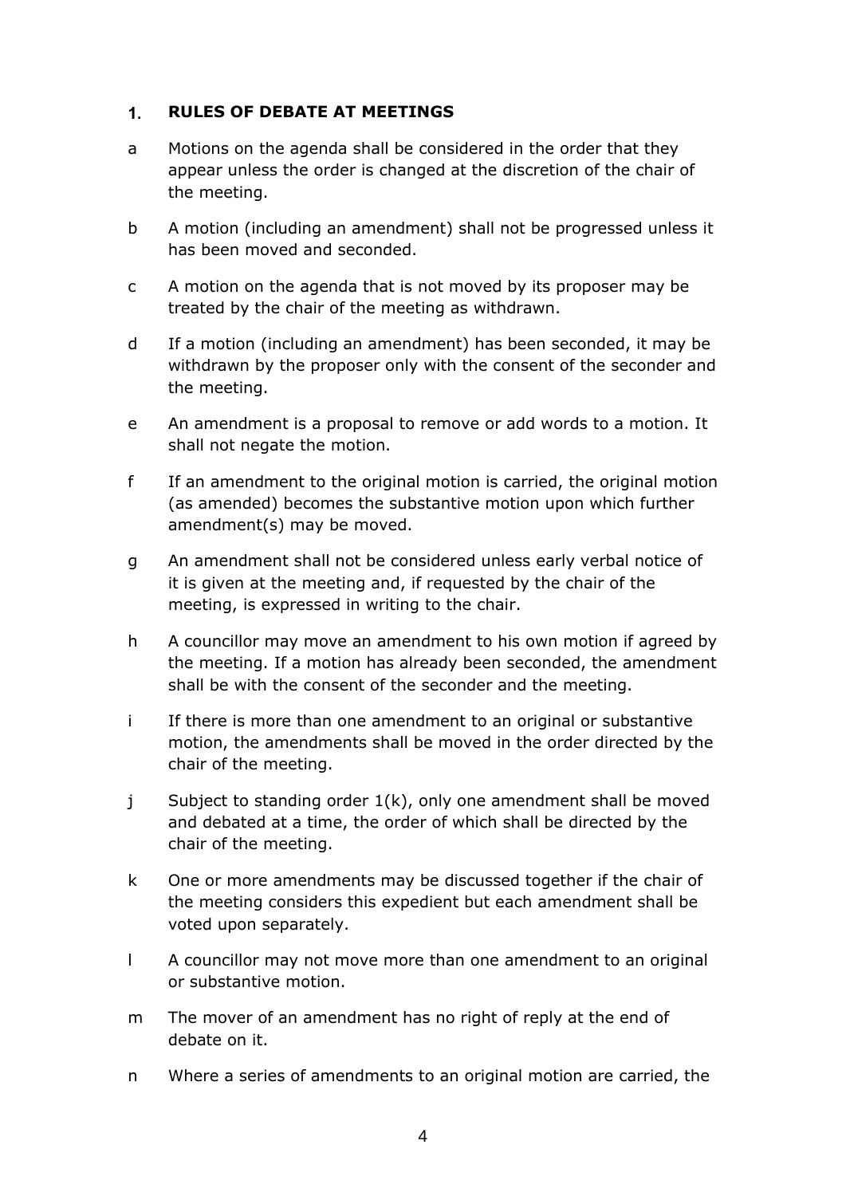## 1. RULES OF DEBATE AT MEETINGS

a Motions on the agenda shall be considered in the order that they appear unless the order is changed at the discretion of the chair of the meeting.

b A motion (including an amendment) shall not be progressed unless it has been moved and seconded.

c A motion on the agenda that is not moved by its proposer may be treated by the chair of the meeting as withdrawn.

d If a motion (including an amendment) has been seconded, it may be withdrawn by the proposer only with the consent of the seconder and the meeting.

e An amendment is a proposal to remove or add words to a motion. It shall not negate the motion.

f If an amendment to the original motion is carried, the original motion (as amended) becomes the substantive motion upon which further amendment(s) may be moved.

g An amendment shall not be considered unless early verbal notice of it is given at the meeting and, if requested by the chair of the meeting, is expressed in writing to the chair.

h A councillor may move an amendment to his own motion if agreed by the meeting. If a motion has already been seconded, the amendment shall be with the consent of the seconder and the meeting.

i If there is more than one amendment to an original or substantive motion, the amendments shall be moved in the order directed by the chair of the meeting.

j Subject to standing order 1(k), only one amendment shall be moved and debated at a time, the order of which shall be directed by the chair of the meeting.

k One or more amendments may be discussed together if the chair of the meeting considers this expedient but each amendment shall be voted upon separately.

l A councillor may not move more than one amendment to an original or substantive motion.

m The mover of an amendment has no right of reply at the end of debate on it.

n Where a series of amendments to an original motion are carried, the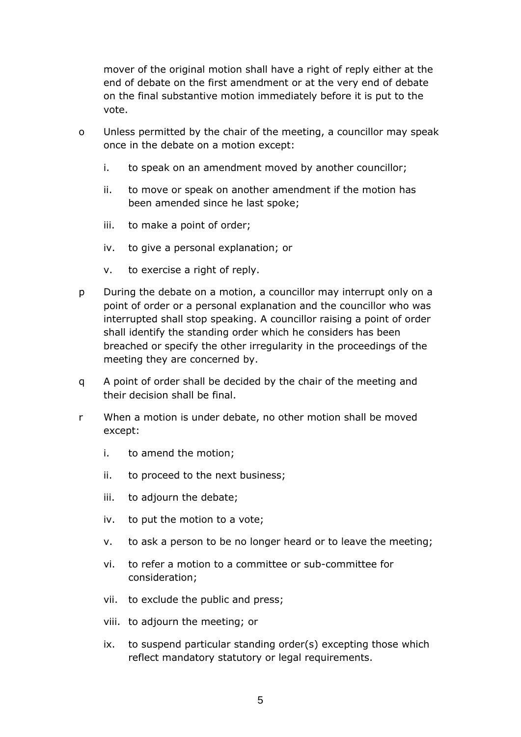mover of the original motion shall have a right of reply either at the end of debate on the first amendment or at the very end of debate on the final substantive motion immediately before it is put to the vote.

o Unless permitted by the chair of the meeting, a councillor may speak once in the debate on a motion except:

   i. to speak on an amendment moved by another councillor;

   ii. to move or speak on another amendment if the motion has been amended since he last spoke;

   iii. to make a point of order;

   iv. to give a personal explanation; or

   v. to exercise a right of reply.

p During the debate on a motion, a councillor may interrupt only on a point of order or a personal explanation and the councillor who was interrupted shall stop speaking. A councillor raising a point of order shall identify the standing order which he considers has been breached or specify the other irregularity in the proceedings of the meeting they are concerned by.

q A point of order shall be decided by the chair of the meeting and their decision shall be final.

r When a motion is under debate, no other motion shall be moved except:

   i. to amend the motion;

   ii. to proceed to the next business;

   iii. to adjourn the debate;

   iv. to put the motion to a vote;

   v. to ask a person to be no longer heard or to leave the meeting;

   vi. to refer a motion to a committee or sub-committee for consideration;

   vii. to exclude the public and press;

   viii. to adjourn the meeting; or

   ix. to suspend particular standing order(s) excepting those which reflect mandatory statutory or legal requirements.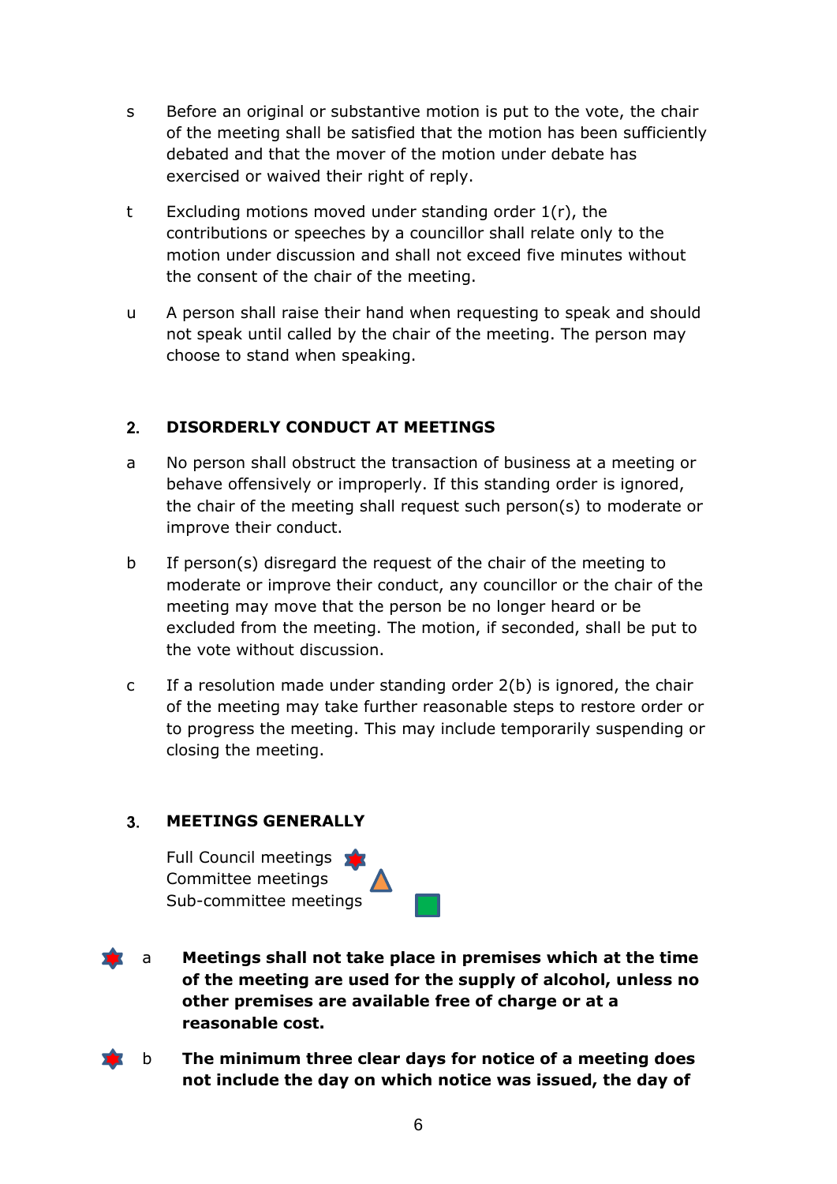s Before an original or substantive motion is put to the vote, the chair of the meeting shall be satisfied that the motion has been sufficiently debated and that the mover of the motion under debate has exercised or waived their right of reply.

t Excluding motions moved under standing order 1(r), the contributions or speeches by a councillor shall relate only to the motion under discussion and shall not exceed five minutes without the consent of the chair of the meeting.

u A person shall raise their hand when requesting to speak and should not speak until called by the chair of the meeting. The person may choose to stand when speaking.

## 2. DISORDERLY CONDUCT AT MEETINGS

a No person shall obstruct the transaction of business at a meeting or behave offensively or improperly. If this standing order is ignored, the chair of the meeting shall request such person(s) to moderate or improve their conduct.

b If person(s) disregard the request of the chair of the meeting to moderate or improve their conduct, any councillor or the chair of the meeting may move that the person be no longer heard or be excluded from the meeting. The motion, if seconded, shall be put to the vote without discussion.

c If a resolution made under standing order 2(b) is ignored, the chair of the meeting may take further reasonable steps to restore order or to progress the meeting. This may include temporarily suspending or closing the meeting.

## 3. MEETINGS GENERALLY

Full Council meetings
Committee meetings
Sub-committee meetings

a **Meetings shall not take place in premises which at the time of the meeting are used for the supply of alcohol, unless no other premises are available free of charge or at a reasonable cost.**

b **The minimum three clear days for notice of a meeting does not include the day on which notice was issued, the day of**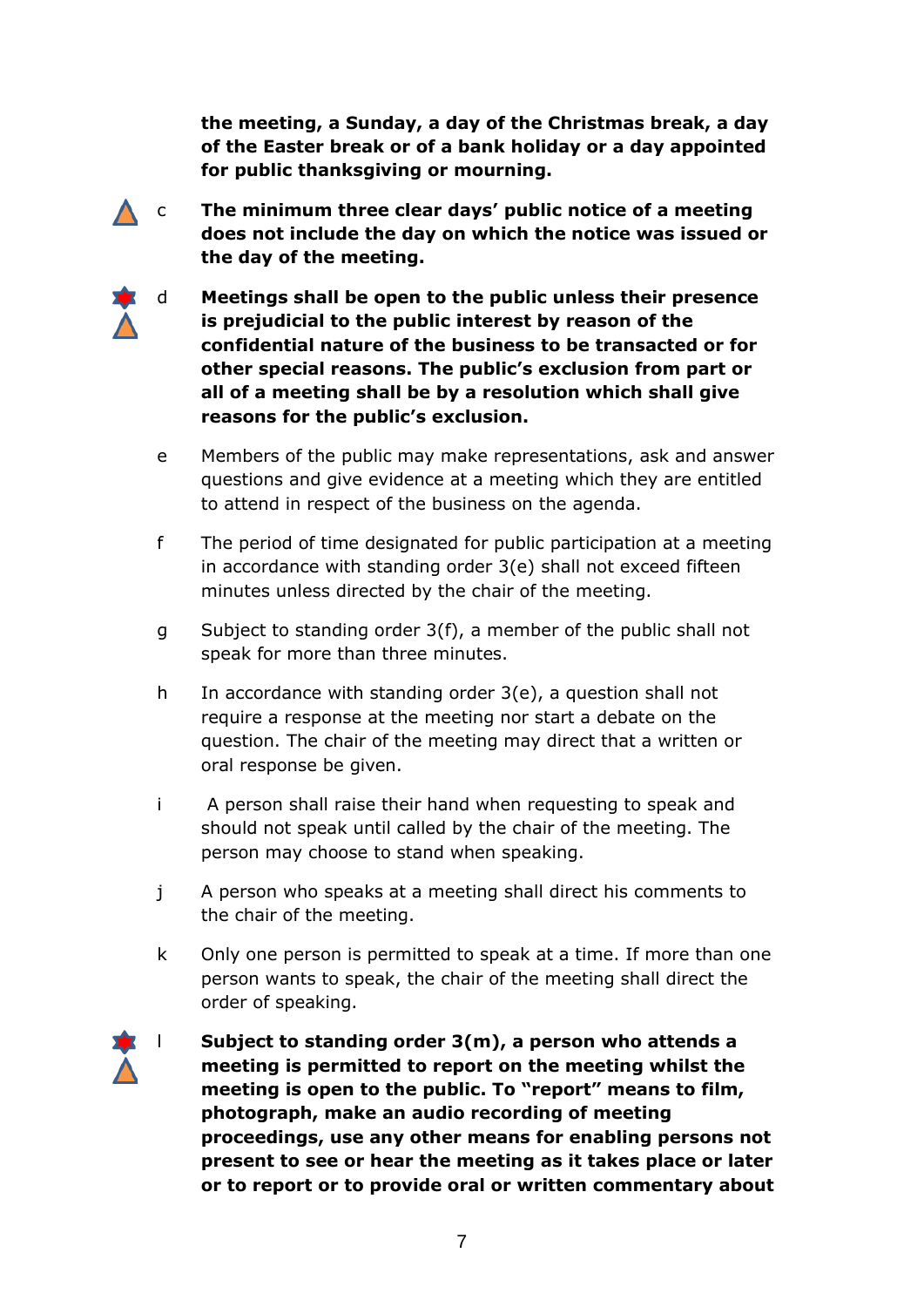**the meeting, a Sunday, a day of the Christmas break, a day of the Easter break or of a bank holiday or a day appointed for public thanksgiving or mourning.**

c **The minimum three clear days' public notice of a meeting does not include the day on which the notice was issued or the day of the meeting.**

d **Meetings shall be open to the public unless their presence is prejudicial to the public interest by reason of the confidential nature of the business to be transacted or for other special reasons. The public's exclusion from part or all of a meeting shall be by a resolution which shall give reasons for the public's exclusion.**

e Members of the public may make representations, ask and answer questions and give evidence at a meeting which they are entitled to attend in respect of the business on the agenda.

f The period of time designated for public participation at a meeting in accordance with standing order 3(e) shall not exceed fifteen minutes unless directed by the chair of the meeting.

g Subject to standing order 3(f), a member of the public shall not speak for more than three minutes.

h In accordance with standing order 3(e), a question shall not require a response at the meeting nor start a debate on the question. The chair of the meeting may direct that a written or oral response be given.

i A person shall raise their hand when requesting to speak and should not speak until called by the chair of the meeting. The person may choose to stand when speaking.

j A person who speaks at a meeting shall direct his comments to the chair of the meeting.

k Only one person is permitted to speak at a time. If more than one person wants to speak, the chair of the meeting shall direct the order of speaking.

l **Subject to standing order 3(m), a person who attends a meeting is permitted to report on the meeting whilst the meeting is open to the public. To "report" means to film, photograph, make an audio recording of meeting proceedings, use any other means for enabling persons not present to see or hear the meeting as it takes place or later or to report or to provide oral or written commentary about**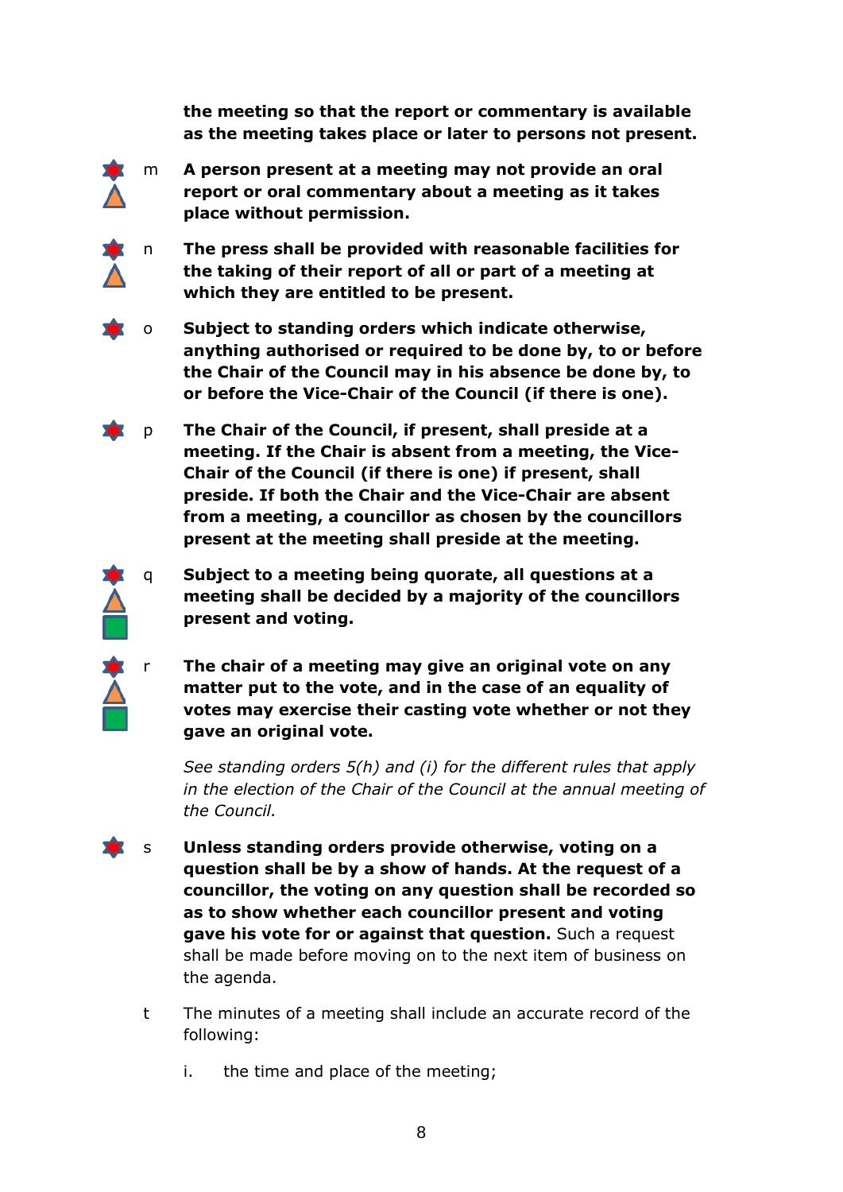**the meeting so that the report or commentary is available as the meeting takes place or later to persons not present.**

m **A person present at a meeting may not provide an oral report or oral commentary about a meeting as it takes place without permission.**

n **The press shall be provided with reasonable facilities for the taking of their report of all or part of a meeting at which they are entitled to be present.**

o **Subject to standing orders which indicate otherwise, anything authorised or required to be done by, to or before the Chair of the Council may in his absence be done by, to or before the Vice-Chair of the Council (if there is one).**

p **The Chair of the Council, if present, shall preside at a meeting. If the Chair is absent from a meeting, the Vice-Chair of the Council (if there is one) if present, shall preside. If both the Chair and the Vice-Chair are absent from a meeting, a councillor as chosen by the councillors present at the meeting shall preside at the meeting.**

q **Subject to a meeting being quorate, all questions at a meeting shall be decided by a majority of the councillors present and voting.**

r **The chair of a meeting may give an original vote on any matter put to the vote, and in the case of an equality of votes may exercise their casting vote whether or not they gave an original vote.**

*See standing orders 5(h) and (i) for the different rules that apply in the election of the Chair of the Council at the annual meeting of the Council.*

s **Unless standing orders provide otherwise, voting on a question shall be by a show of hands. At the request of a councillor, the voting on any question shall be recorded so as to show whether each councillor present and voting gave his vote for or against that question.** Such a request shall be made before moving on to the next item of business on the agenda.

t The minutes of a meeting shall include an accurate record of the following:

i. the time and place of the meeting;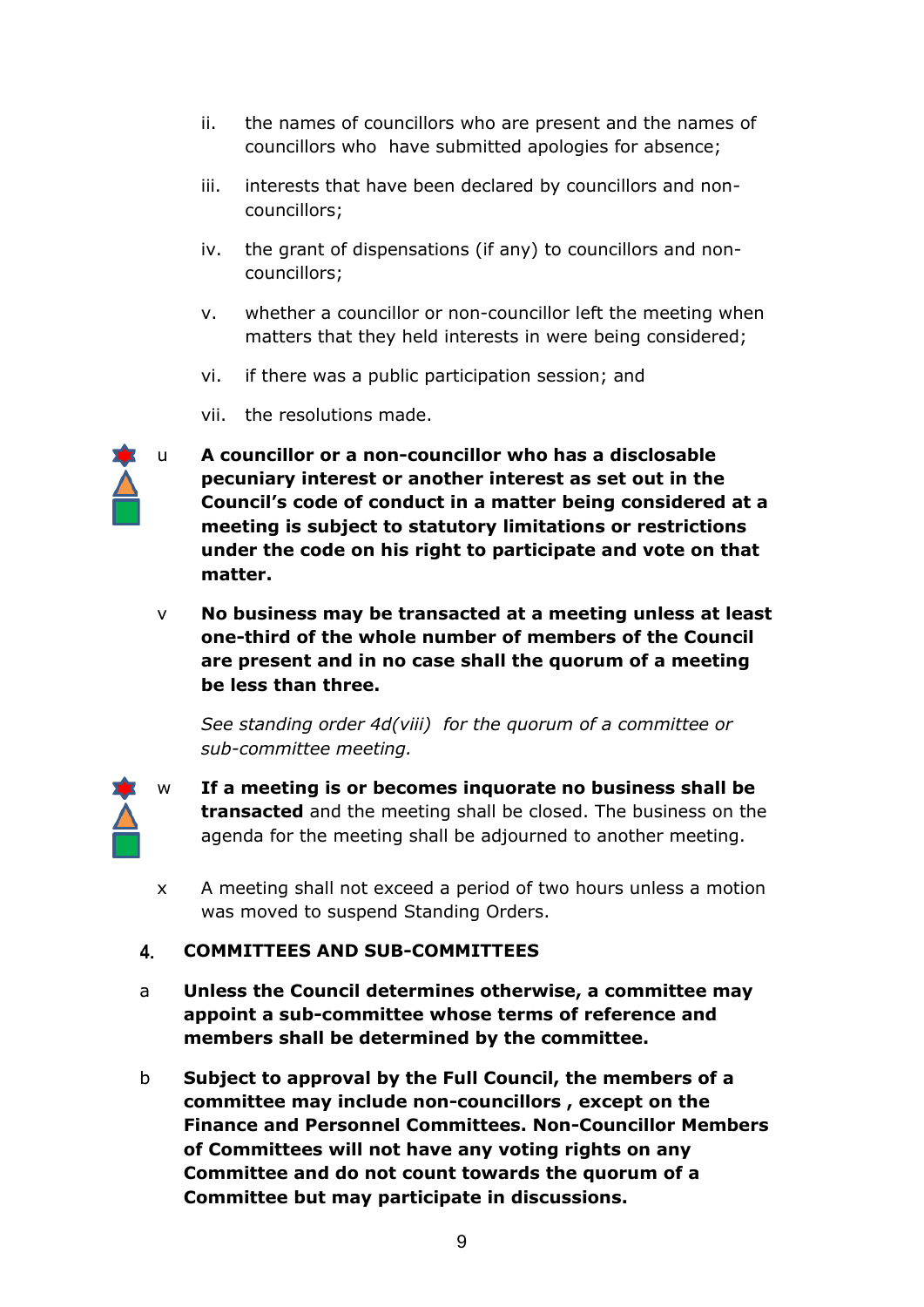ii. the names of councillors who are present and the names of councillors who have submitted apologies for absence;

iii. interests that have been declared by councillors and non-councillors;

iv. the grant of dispensations (if any) to councillors and non-councillors;

v. whether a councillor or non-councillor left the meeting when matters that they held interests in were being considered;

vi. if there was a public participation session; and

vii. the resolutions made.

u **A councillor or a non-councillor who has a disclosable pecuniary interest or another interest as set out in the Council's code of conduct in a matter being considered at a meeting is subject to statutory limitations or restrictions under the code on his right to participate and vote on that matter.**

v **No business may be transacted at a meeting unless at least one-third of the whole number of members of the Council are present and in no case shall the quorum of a meeting be less than three.**

*See standing order 4d(viii) for the quorum of a committee or sub-committee meeting.*

w **If a meeting is or becomes inquorate no business shall be transacted** and the meeting shall be closed. The business on the agenda for the meeting shall be adjourned to another meeting.

x A meeting shall not exceed a period of two hours unless a motion was moved to suspend Standing Orders.

## 4. COMMITTEES AND SUB-COMMITTEES

a **Unless the Council determines otherwise, a committee may appoint a sub-committee whose terms of reference and members shall be determined by the committee.**

b **Subject to approval by the Full Council, the members of a committee may include non-councillors , except on the Finance and Personnel Committees. Non-Councillor Members of Committees will not have any voting rights on any Committee and do not count towards the quorum of a Committee but may participate in discussions.**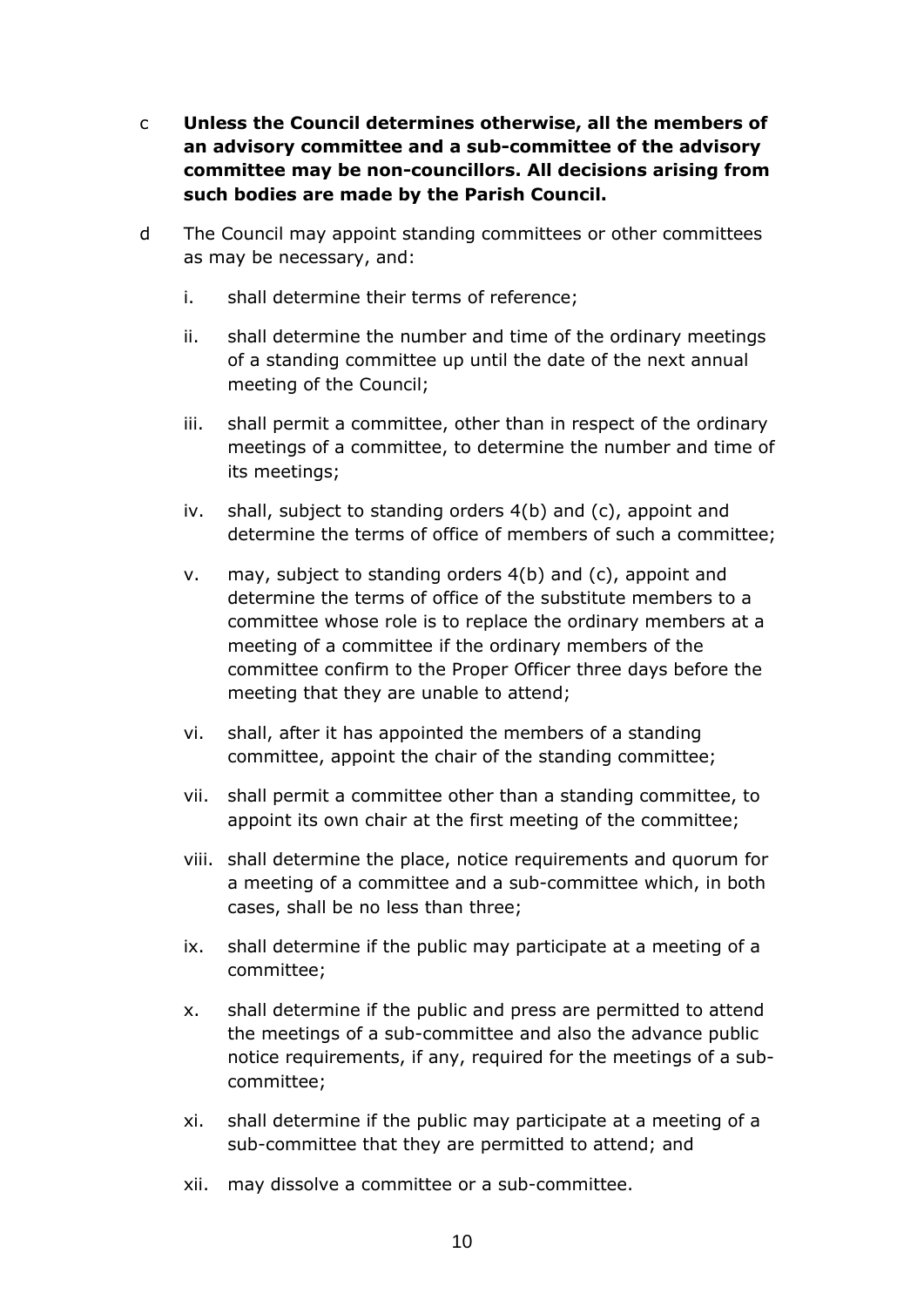c **Unless the Council determines otherwise, all the members of an advisory committee and a sub-committee of the advisory committee may be non-councillors. All decisions arising from such bodies are made by the Parish Council.**

d The Council may appoint standing committees or other committees as may be necessary, and:

i. shall determine their terms of reference;

ii. shall determine the number and time of the ordinary meetings of a standing committee up until the date of the next annual meeting of the Council;

iii. shall permit a committee, other than in respect of the ordinary meetings of a committee, to determine the number and time of its meetings;

iv. shall, subject to standing orders 4(b) and (c), appoint and determine the terms of office of members of such a committee;

v. may, subject to standing orders 4(b) and (c), appoint and determine the terms of office of the substitute members to a committee whose role is to replace the ordinary members at a meeting of a committee if the ordinary members of the committee confirm to the Proper Officer three days before the meeting that they are unable to attend;

vi. shall, after it has appointed the members of a standing committee, appoint the chair of the standing committee;

vii. shall permit a committee other than a standing committee, to appoint its own chair at the first meeting of the committee;

viii. shall determine the place, notice requirements and quorum for a meeting of a committee and a sub-committee which, in both cases, shall be no less than three;

ix. shall determine if the public may participate at a meeting of a committee;

x. shall determine if the public and press are permitted to attend the meetings of a sub-committee and also the advance public notice requirements, if any, required for the meetings of a sub-committee;

xi. shall determine if the public may participate at a meeting of a sub-committee that they are permitted to attend; and

xii. may dissolve a committee or a sub-committee.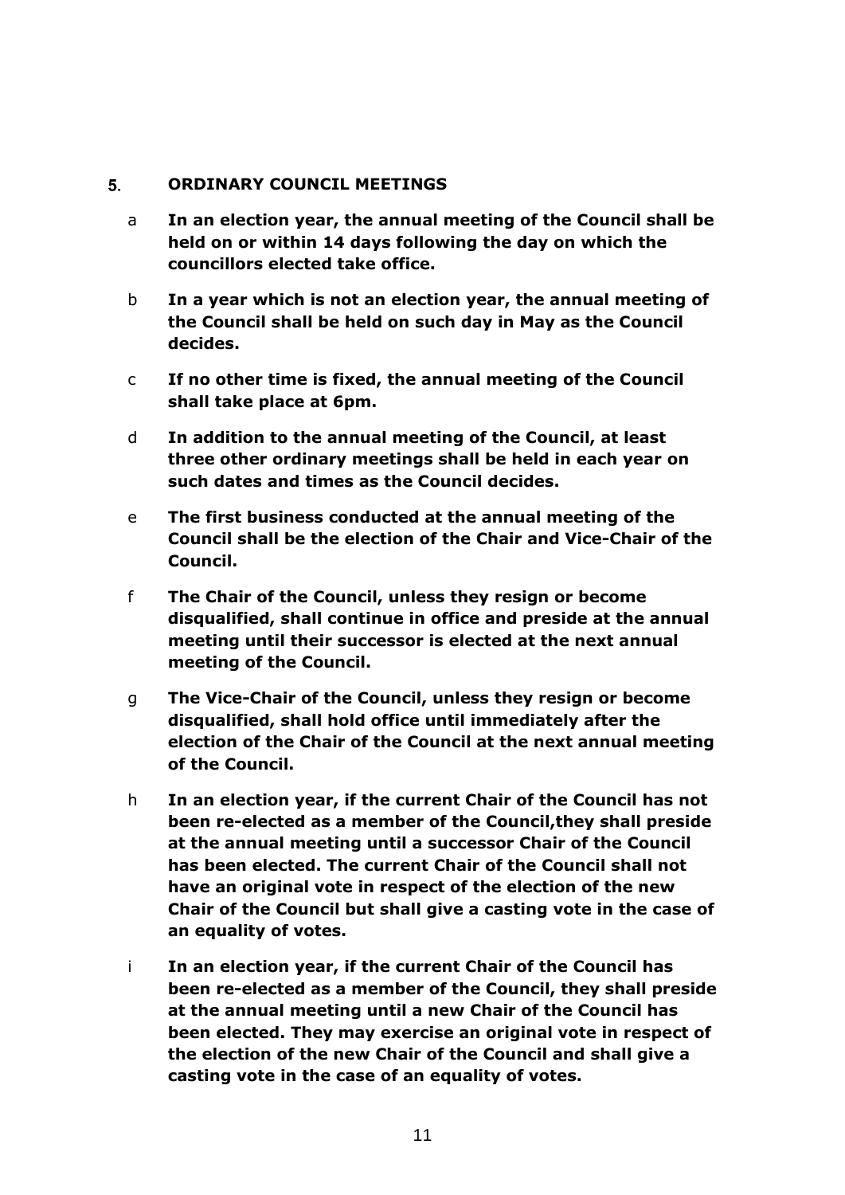## 5. ORDINARY COUNCIL MEETINGS

a **In an election year, the annual meeting of the Council shall be held on or within 14 days following the day on which the councillors elected take office.**

b **In a year which is not an election year, the annual meeting of the Council shall be held on such day in May as the Council decides.**

c **If no other time is fixed, the annual meeting of the Council shall take place at 6pm.**

d **In addition to the annual meeting of the Council, at least three other ordinary meetings shall be held in each year on such dates and times as the Council decides.**

e **The first business conducted at the annual meeting of the Council shall be the election of the Chair and Vice-Chair of the Council.**

f **The Chair of the Council, unless they resign or become disqualified, shall continue in office and preside at the annual meeting until their successor is elected at the next annual meeting of the Council.**

g **The Vice-Chair of the Council, unless they resign or become disqualified, shall hold office until immediately after the election of the Chair of the Council at the next annual meeting of the Council.**

h **In an election year, if the current Chair of the Council has not been re-elected as a member of the Council,they shall preside at the annual meeting until a successor Chair of the Council has been elected. The current Chair of the Council shall not have an original vote in respect of the election of the new Chair of the Council but shall give a casting vote in the case of an equality of votes.**

i **In an election year, if the current Chair of the Council has been re-elected as a member of the Council, they shall preside at the annual meeting until a new Chair of the Council has been elected. They may exercise an original vote in respect of the election of the new Chair of the Council and shall give a casting vote in the case of an equality of votes.**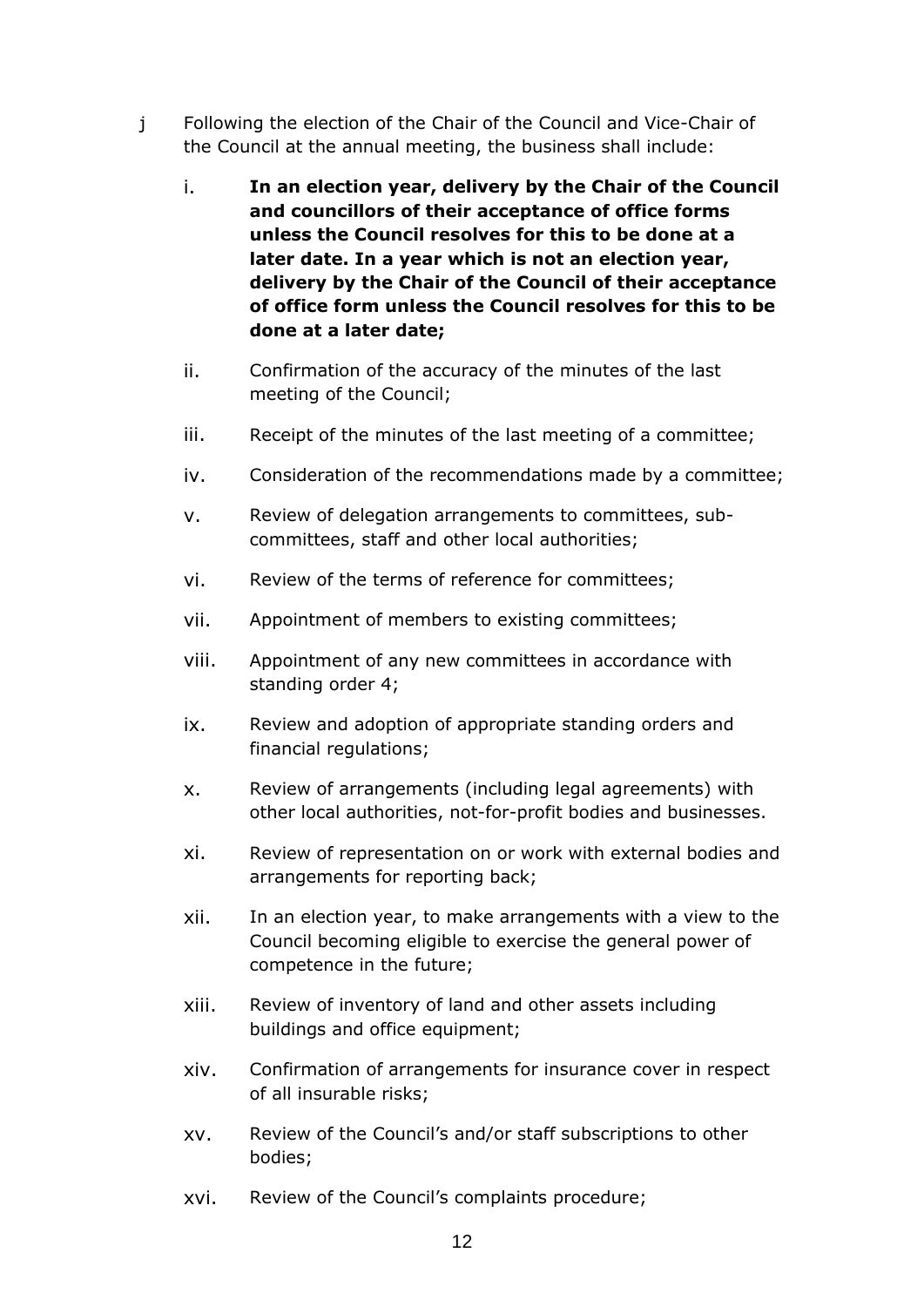j Following the election of the Chair of the Council and Vice-Chair of the Council at the annual meeting, the business shall include:

i. **In an election year, delivery by the Chair of the Council and councillors of their acceptance of office forms unless the Council resolves for this to be done at a later date. In a year which is not an election year, delivery by the Chair of the Council of their acceptance of office form unless the Council resolves for this to be done at a later date;**

ii. Confirmation of the accuracy of the minutes of the last meeting of the Council;

iii. Receipt of the minutes of the last meeting of a committee;

iv. Consideration of the recommendations made by a committee;

v. Review of delegation arrangements to committees, sub-committees, staff and other local authorities;

vi. Review of the terms of reference for committees;

vii. Appointment of members to existing committees;

viii. Appointment of any new committees in accordance with standing order 4;

ix. Review and adoption of appropriate standing orders and financial regulations;

x. Review of arrangements (including legal agreements) with other local authorities, not-for-profit bodies and businesses.

xi. Review of representation on or work with external bodies and arrangements for reporting back;

xii. In an election year, to make arrangements with a view to the Council becoming eligible to exercise the general power of competence in the future;

xiii. Review of inventory of land and other assets including buildings and office equipment;

xiv. Confirmation of arrangements for insurance cover in respect of all insurable risks;

xv. Review of the Council's and/or staff subscriptions to other bodies;

xvi. Review of the Council's complaints procedure;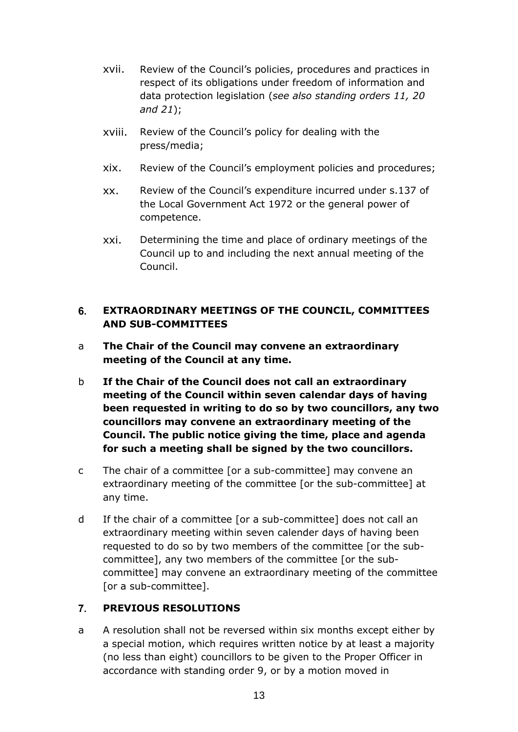xvii. Review of the Council's policies, procedures and practices in respect of its obligations under freedom of information and data protection legislation (*see also standing orders 11, 20 and 21*);

xviii. Review of the Council's policy for dealing with the press/media;

xix. Review of the Council's employment policies and procedures;

xx. Review of the Council's expenditure incurred under s.137 of the Local Government Act 1972 or the general power of competence.

xxi. Determining the time and place of ordinary meetings of the Council up to and including the next annual meeting of the Council.

## 6. EXTRAORDINARY MEETINGS OF THE COUNCIL, COMMITTEES AND SUB-COMMITTEES

a **The Chair of the Council may convene an extraordinary meeting of the Council at any time.**

b **If the Chair of the Council does not call an extraordinary meeting of the Council within seven calendar days of having been requested in writing to do so by two councillors, any two councillors may convene an extraordinary meeting of the Council. The public notice giving the time, place and agenda for such a meeting shall be signed by the two councillors.**

c The chair of a committee [or a sub-committee] may convene an extraordinary meeting of the committee [or the sub-committee] at any time.

d If the chair of a committee [or a sub-committee] does not call an extraordinary meeting within seven calender days of having been requested to do so by two members of the committee [or the sub-committee], any two members of the committee [or the sub-committee] may convene an extraordinary meeting of the committee [or a sub-committee].

## 7. PREVIOUS RESOLUTIONS

a A resolution shall not be reversed within six months except either by a special motion, which requires written notice by at least a majority (no less than eight) councillors to be given to the Proper Officer in accordance with standing order 9, or by a motion moved in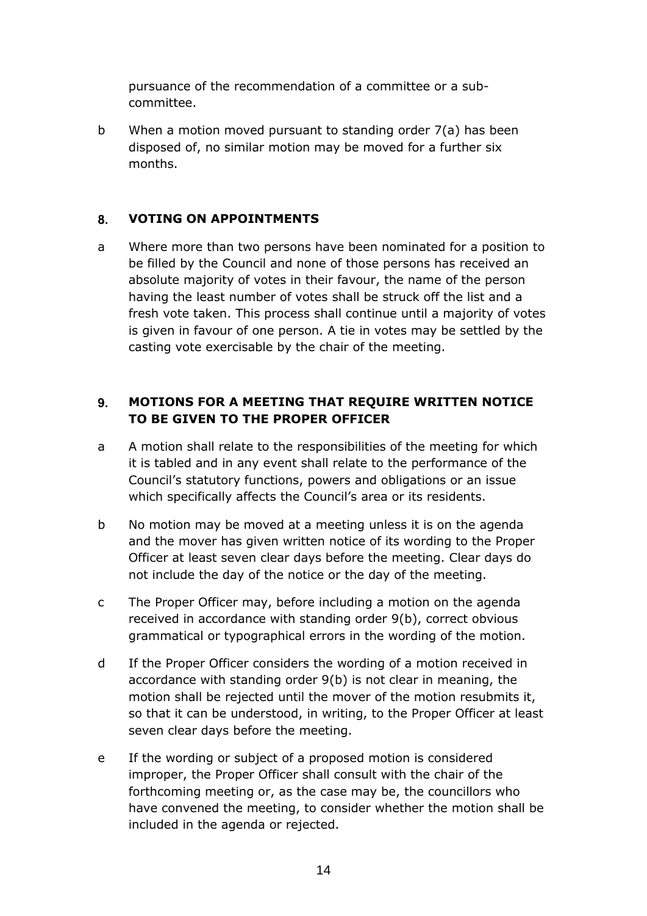pursuance of the recommendation of a committee or a sub-committee.

b When a motion moved pursuant to standing order 7(a) has been disposed of, no similar motion may be moved for a further six months.

## 8. VOTING ON APPOINTMENTS

a Where more than two persons have been nominated for a position to be filled by the Council and none of those persons has received an absolute majority of votes in their favour, the name of the person having the least number of votes shall be struck off the list and a fresh vote taken. This process shall continue until a majority of votes is given in favour of one person. A tie in votes may be settled by the casting vote exercisable by the chair of the meeting.

## 9. MOTIONS FOR A MEETING THAT REQUIRE WRITTEN NOTICE TO BE GIVEN TO THE PROPER OFFICER

a A motion shall relate to the responsibilities of the meeting for which it is tabled and in any event shall relate to the performance of the Council's statutory functions, powers and obligations or an issue which specifically affects the Council's area or its residents.

b No motion may be moved at a meeting unless it is on the agenda and the mover has given written notice of its wording to the Proper Officer at least seven clear days before the meeting. Clear days do not include the day of the notice or the day of the meeting.

c The Proper Officer may, before including a motion on the agenda received in accordance with standing order 9(b), correct obvious grammatical or typographical errors in the wording of the motion.

d If the Proper Officer considers the wording of a motion received in accordance with standing order 9(b) is not clear in meaning, the motion shall be rejected until the mover of the motion resubmits it, so that it can be understood, in writing, to the Proper Officer at least seven clear days before the meeting.

e If the wording or subject of a proposed motion is considered improper, the Proper Officer shall consult with the chair of the forthcoming meeting or, as the case may be, the councillors who have convened the meeting, to consider whether the motion shall be included in the agenda or rejected.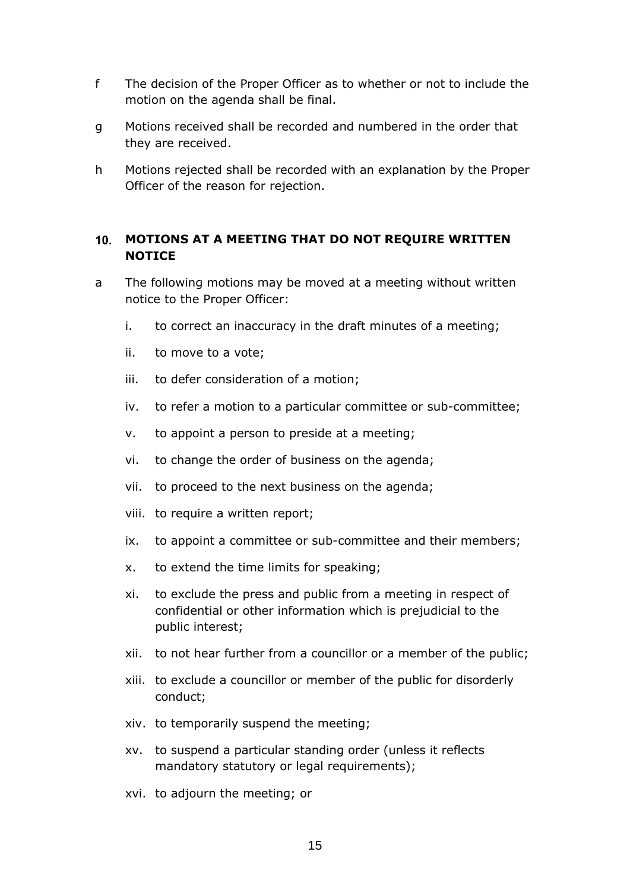f The decision of the Proper Officer as to whether or not to include the motion on the agenda shall be final.

g Motions received shall be recorded and numbered in the order that they are received.

h Motions rejected shall be recorded with an explanation by the Proper Officer of the reason for rejection.

## 10. MOTIONS AT A MEETING THAT DO NOT REQUIRE WRITTEN NOTICE

a The following motions may be moved at a meeting without written notice to the Proper Officer:

- i. to correct an inaccuracy in the draft minutes of a meeting;
- ii. to move to a vote;
- iii. to defer consideration of a motion;
- iv. to refer a motion to a particular committee or sub-committee;
- v. to appoint a person to preside at a meeting;
- vi. to change the order of business on the agenda;
- vii. to proceed to the next business on the agenda;
- viii. to require a written report;
- ix. to appoint a committee or sub-committee and their members;
- x. to extend the time limits for speaking;
- xi. to exclude the press and public from a meeting in respect of confidential or other information which is prejudicial to the public interest;
- xii. to not hear further from a councillor or a member of the public;
- xiii. to exclude a councillor or member of the public for disorderly conduct;
- xiv. to temporarily suspend the meeting;
- xv. to suspend a particular standing order (unless it reflects mandatory statutory or legal requirements);
- xvi. to adjourn the meeting; or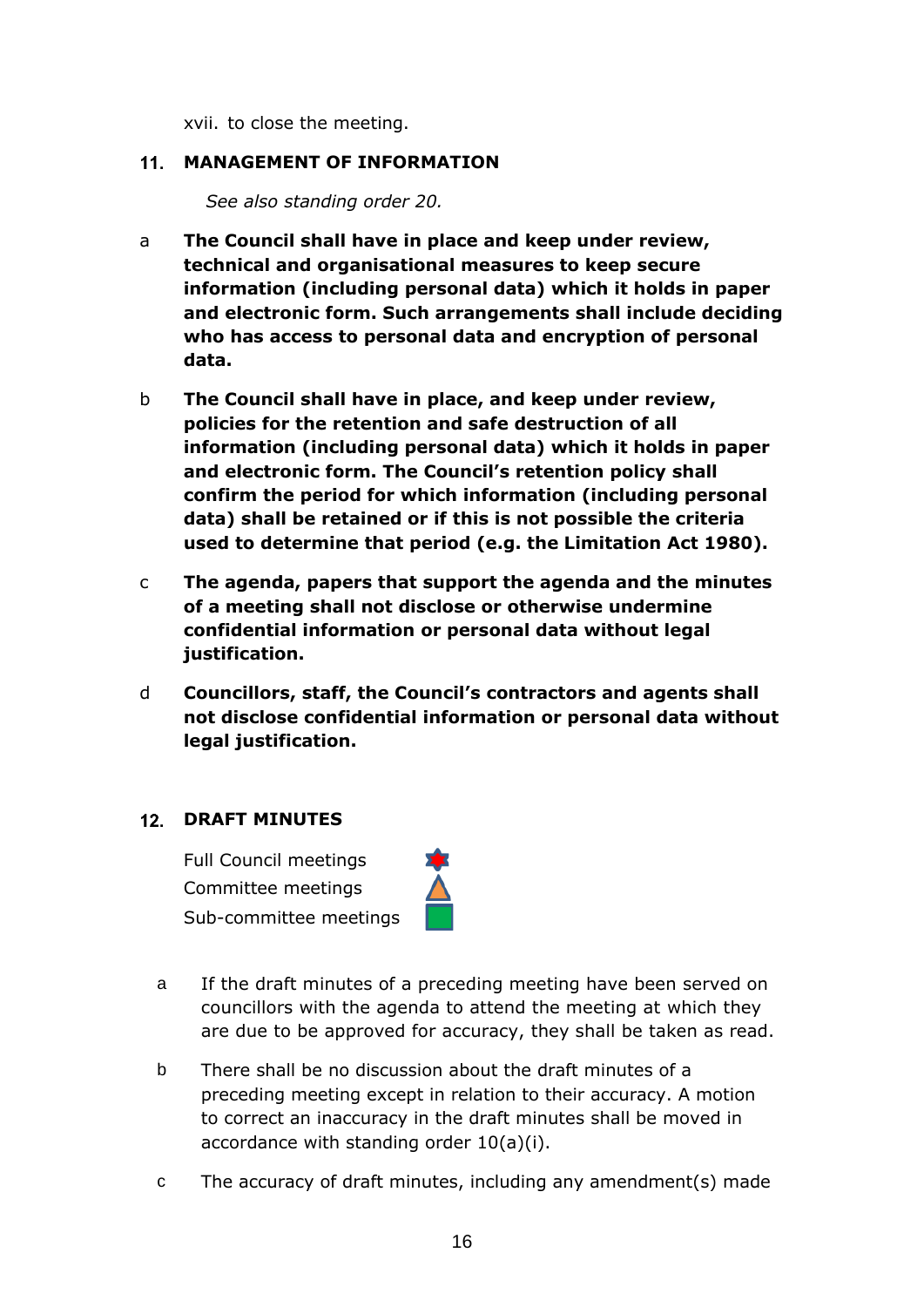xvii. to close the meeting.

## 11. MANAGEMENT OF INFORMATION

*See also standing order 20.*

a **The Council shall have in place and keep under review, technical and organisational measures to keep secure information (including personal data) which it holds in paper and electronic form. Such arrangements shall include deciding who has access to personal data and encryption of personal data.**

b **The Council shall have in place, and keep under review, policies for the retention and safe destruction of all information (including personal data) which it holds in paper and electronic form. The Council's retention policy shall confirm the period for which information (including personal data) shall be retained or if this is not possible the criteria used to determine that period (e.g. the Limitation Act 1980).**

c **The agenda, papers that support the agenda and the minutes of a meeting shall not disclose or otherwise undermine confidential information or personal data without legal justification.**

d **Councillors, staff, the Council's contractors and agents shall not disclose confidential information or personal data without legal justification.**

## 12. DRAFT MINUTES

Full Council meetings
Committee meetings
Sub-committee meetings

a If the draft minutes of a preceding meeting have been served on councillors with the agenda to attend the meeting at which they are due to be approved for accuracy, they shall be taken as read.

b There shall be no discussion about the draft minutes of a preceding meeting except in relation to their accuracy. A motion to correct an inaccuracy in the draft minutes shall be moved in accordance with standing order 10(a)(i).

c The accuracy of draft minutes, including any amendment(s) made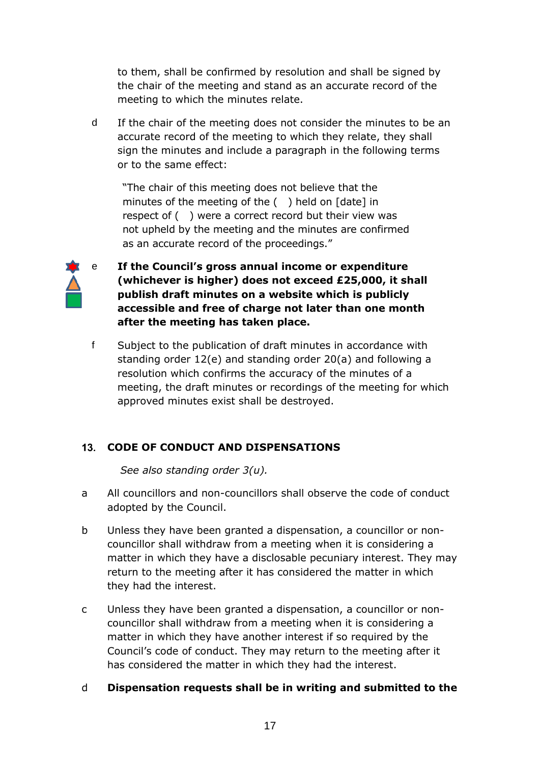to them, shall be confirmed by resolution and shall be signed by the chair of the meeting and stand as an accurate record of the meeting to which the minutes relate.

d If the chair of the meeting does not consider the minutes to be an accurate record of the meeting to which they relate, they shall sign the minutes and include a paragraph in the following terms or to the same effect:

> "The chair of this meeting does not believe that the minutes of the meeting of the ( ) held on [date] in respect of ( ) were a correct record but their view was not upheld by the meeting and the minutes are confirmed as an accurate record of the proceedings."

e **If the Council's gross annual income or expenditure (whichever is higher) does not exceed £25,000, it shall publish draft minutes on a website which is publicly accessible and free of charge not later than one month after the meeting has taken place.**

f Subject to the publication of draft minutes in accordance with standing order 12(e) and standing order 20(a) and following a resolution which confirms the accuracy of the minutes of a meeting, the draft minutes or recordings of the meeting for which approved minutes exist shall be destroyed.

## 13. CODE OF CONDUCT AND DISPENSATIONS

*See also standing order 3(u).*

a All councillors and non-councillors shall observe the code of conduct adopted by the Council.

b Unless they have been granted a dispensation, a councillor or non-councillor shall withdraw from a meeting when it is considering a matter in which they have a disclosable pecuniary interest. They may return to the meeting after it has considered the matter in which they had the interest.

c Unless they have been granted a dispensation, a councillor or non-councillor shall withdraw from a meeting when it is considering a matter in which they have another interest if so required by the Council's code of conduct. They may return to the meeting after it has considered the matter in which they had the interest.

d **Dispensation requests shall be in writing and submitted to the**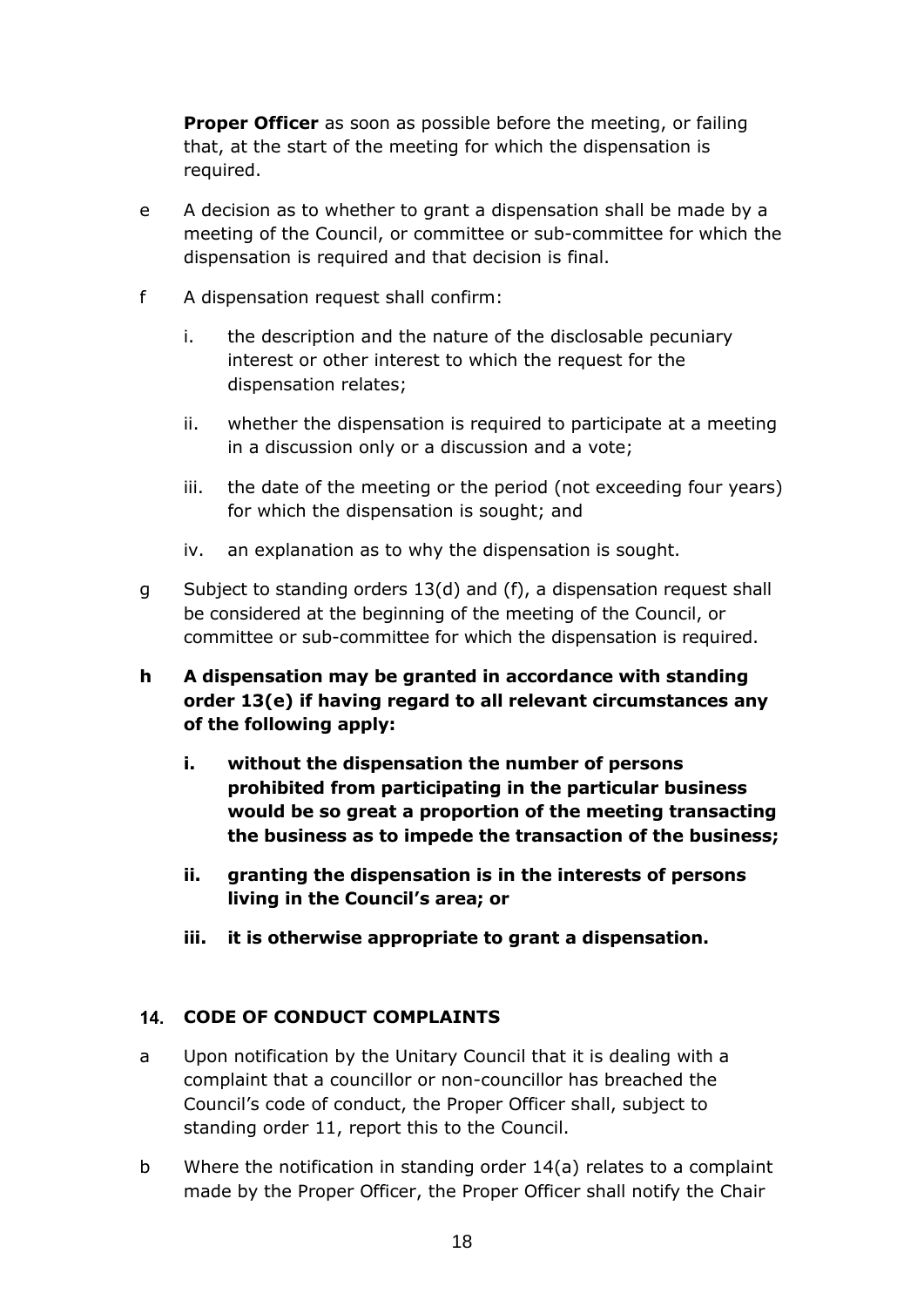**Proper Officer** as soon as possible before the meeting, or failing that, at the start of the meeting for which the dispensation is required.

e A decision as to whether to grant a dispensation shall be made by a meeting of the Council, or committee or sub-committee for which the dispensation is required and that decision is final.

f A dispensation request shall confirm:

  i. the description and the nature of the disclosable pecuniary interest or other interest to which the request for the dispensation relates;

  ii. whether the dispensation is required to participate at a meeting in a discussion only or a discussion and a vote;

  iii. the date of the meeting or the period (not exceeding four years) for which the dispensation is sought; and

  iv. an explanation as to why the dispensation is sought.

g Subject to standing orders 13(d) and (f), a dispensation request shall be considered at the beginning of the meeting of the Council, or committee or sub-committee for which the dispensation is required.

**h A dispensation may be granted in accordance with standing order 13(e) if having regard to all relevant circumstances any of the following apply:**

  **i. without the dispensation the number of persons prohibited from participating in the particular business would be so great a proportion of the meeting transacting the business as to impede the transaction of the business;**

  **ii. granting the dispensation is in the interests of persons living in the Council's area; or**

  **iii. it is otherwise appropriate to grant a dispensation.**

## 14. CODE OF CONDUCT COMPLAINTS

a Upon notification by the Unitary Council that it is dealing with a complaint that a councillor or non-councillor has breached the Council's code of conduct, the Proper Officer shall, subject to standing order 11, report this to the Council.

b Where the notification in standing order 14(a) relates to a complaint made by the Proper Officer, the Proper Officer shall notify the Chair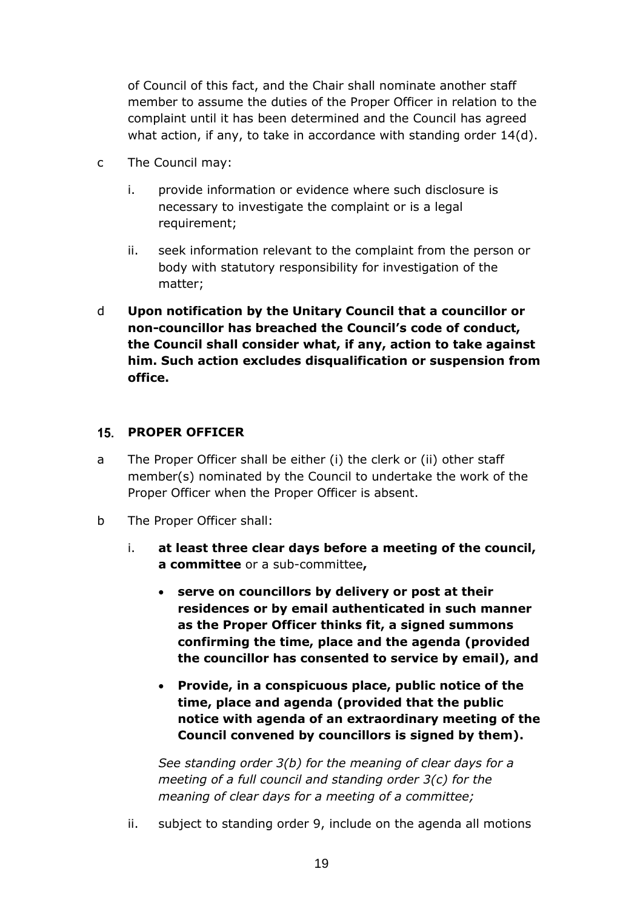of Council of this fact, and the Chair shall nominate another staff member to assume the duties of the Proper Officer in relation to the complaint until it has been determined and the Council has agreed what action, if any, to take in accordance with standing order 14(d).

c The Council may:

   i. provide information or evidence where such disclosure is necessary to investigate the complaint or is a legal requirement;

   ii. seek information relevant to the complaint from the person or body with statutory responsibility for investigation of the matter;

d **Upon notification by the Unitary Council that a councillor or non-councillor has breached the Council's code of conduct, the Council shall consider what, if any, action to take against him. Such action excludes disqualification or suspension from office.**

## 15. PROPER OFFICER

a The Proper Officer shall be either (i) the clerk or (ii) other staff member(s) nominated by the Council to undertake the work of the Proper Officer when the Proper Officer is absent.

b The Proper Officer shall:

   i. **at least three clear days before a meeting of the council, a committee** or a sub-committee**,**

      - **serve on councillors by delivery or post at their residences or by email authenticated in such manner as the Proper Officer thinks fit, a signed summons confirming the time, place and the agenda (provided the councillor has consented to service by email), and**

      - **Provide, in a conspicuous place, public notice of the time, place and agenda (provided that the public notice with agenda of an extraordinary meeting of the Council convened by councillors is signed by them).**

      *See standing order 3(b) for the meaning of clear days for a meeting of a full council and standing order 3(c) for the meaning of clear days for a meeting of a committee;*

   ii. subject to standing order 9, include on the agenda all motions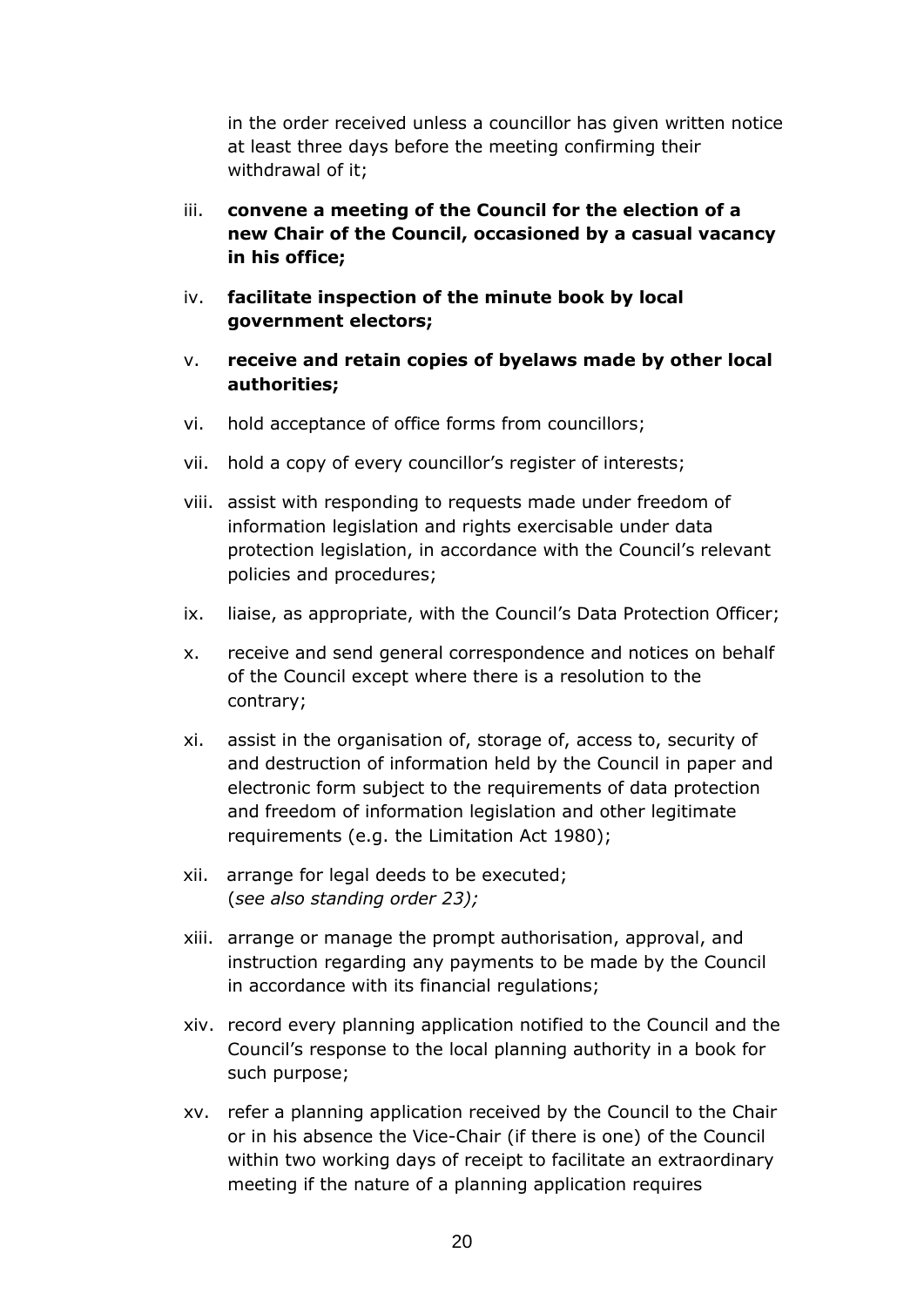in the order received unless a councillor has given written notice at least three days before the meeting confirming their withdrawal of it;

iii. **convene a meeting of the Council for the election of a new Chair of the Council, occasioned by a casual vacancy in his office;**

iv. **facilitate inspection of the minute book by local government electors;**

v. **receive and retain copies of byelaws made by other local authorities;**

vi. hold acceptance of office forms from councillors;

vii. hold a copy of every councillor's register of interests;

viii. assist with responding to requests made under freedom of information legislation and rights exercisable under data protection legislation, in accordance with the Council's relevant policies and procedures;

ix. liaise, as appropriate, with the Council's Data Protection Officer;

x. receive and send general correspondence and notices on behalf of the Council except where there is a resolution to the contrary;

xi. assist in the organisation of, storage of, access to, security of and destruction of information held by the Council in paper and electronic form subject to the requirements of data protection and freedom of information legislation and other legitimate requirements (e.g. the Limitation Act 1980);

xii. arrange for legal deeds to be executed;
(*see also standing order 23);*

xiii. arrange or manage the prompt authorisation, approval, and instruction regarding any payments to be made by the Council in accordance with its financial regulations;

xiv. record every planning application notified to the Council and the Council's response to the local planning authority in a book for such purpose;

xv. refer a planning application received by the Council to the Chair or in his absence the Vice-Chair (if there is one) of the Council within two working days of receipt to facilitate an extraordinary meeting if the nature of a planning application requires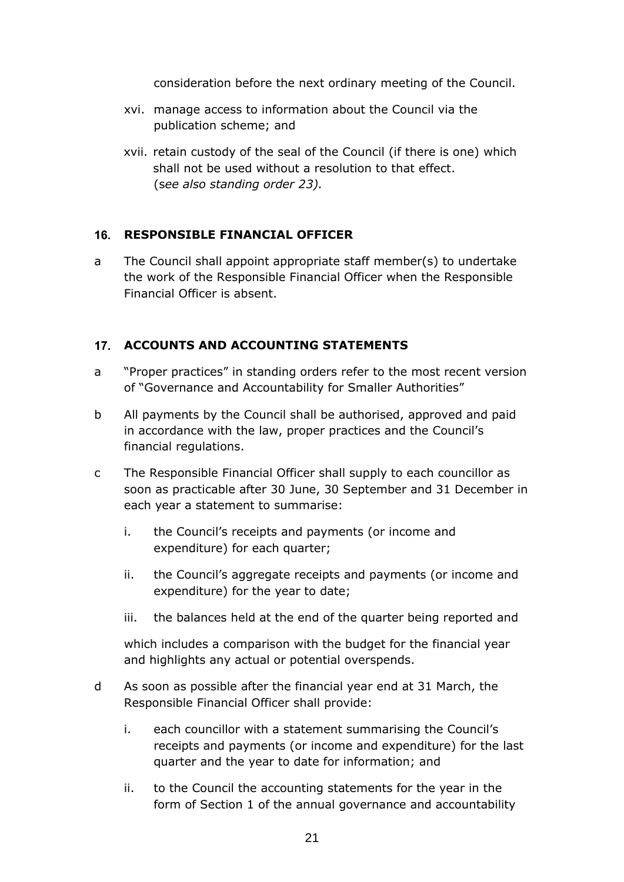consideration before the next ordinary meeting of the Council.

xvi. manage access to information about the Council via the publication scheme; and

xvii. retain custody of the seal of the Council (if there is one) which shall not be used without a resolution to that effect. (*see also standing order 23).*

## 16. RESPONSIBLE FINANCIAL OFFICER

a The Council shall appoint appropriate staff member(s) to undertake the work of the Responsible Financial Officer when the Responsible Financial Officer is absent.

## 17. ACCOUNTS AND ACCOUNTING STATEMENTS

a "Proper practices" in standing orders refer to the most recent version of "Governance and Accountability for Smaller Authorities"

b All payments by the Council shall be authorised, approved and paid in accordance with the law, proper practices and the Council's financial regulations.

c The Responsible Financial Officer shall supply to each councillor as soon as practicable after 30 June, 30 September and 31 December in each year a statement to summarise:

i. the Council's receipts and payments (or income and expenditure) for each quarter;

ii. the Council's aggregate receipts and payments (or income and expenditure) for the year to date;

iii. the balances held at the end of the quarter being reported and

which includes a comparison with the budget for the financial year and highlights any actual or potential overspends.

d As soon as possible after the financial year end at 31 March, the Responsible Financial Officer shall provide:

i. each councillor with a statement summarising the Council's receipts and payments (or income and expenditure) for the last quarter and the year to date for information; and

ii. to the Council the accounting statements for the year in the form of Section 1 of the annual governance and accountability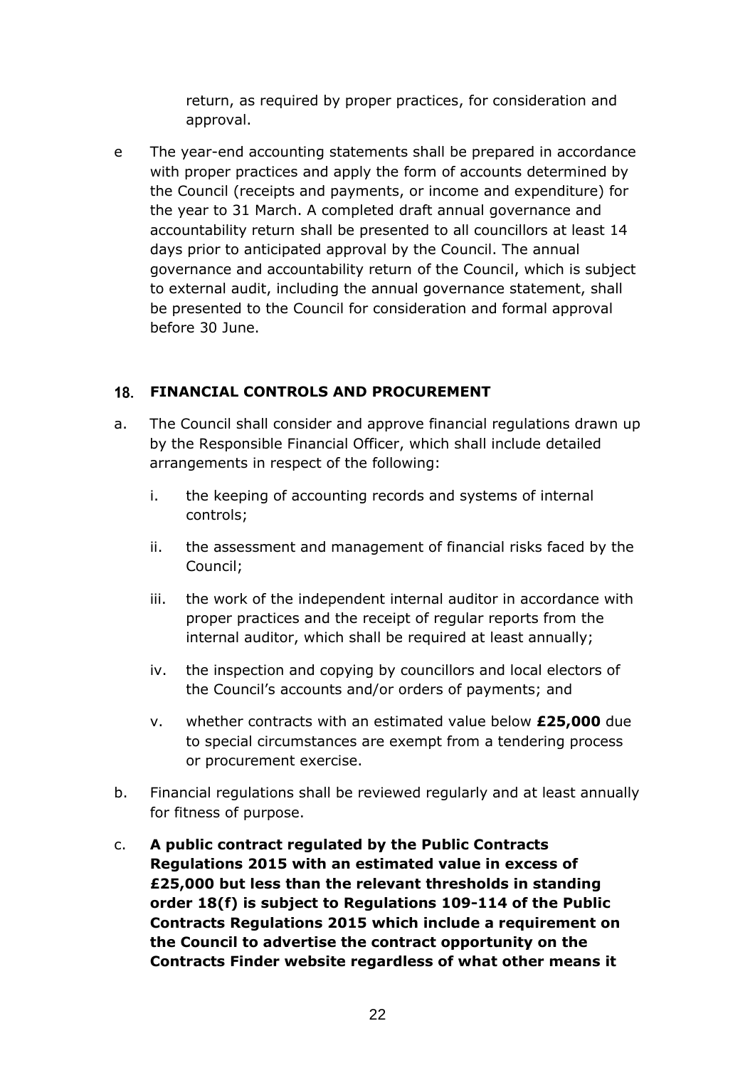return, as required by proper practices, for consideration and approval.

e The year-end accounting statements shall be prepared in accordance with proper practices and apply the form of accounts determined by the Council (receipts and payments, or income and expenditure) for the year to 31 March. A completed draft annual governance and accountability return shall be presented to all councillors at least 14 days prior to anticipated approval by the Council. The annual governance and accountability return of the Council, which is subject to external audit, including the annual governance statement, shall be presented to the Council for consideration and formal approval before 30 June.

## 18. FINANCIAL CONTROLS AND PROCUREMENT

a. The Council shall consider and approve financial regulations drawn up by the Responsible Financial Officer, which shall include detailed arrangements in respect of the following:

   i. the keeping of accounting records and systems of internal controls;

   ii. the assessment and management of financial risks faced by the Council;

   iii. the work of the independent internal auditor in accordance with proper practices and the receipt of regular reports from the internal auditor, which shall be required at least annually;

   iv. the inspection and copying by councillors and local electors of the Council's accounts and/or orders of payments; and

   v. whether contracts with an estimated value below **£25,000** due to special circumstances are exempt from a tendering process or procurement exercise.

b. Financial regulations shall be reviewed regularly and at least annually for fitness of purpose.

c. **A public contract regulated by the Public Contracts Regulations 2015 with an estimated value in excess of £25,000 but less than the relevant thresholds in standing order 18(f) is subject to Regulations 109-114 of the Public Contracts Regulations 2015 which include a requirement on the Council to advertise the contract opportunity on the Contracts Finder website regardless of what other means it**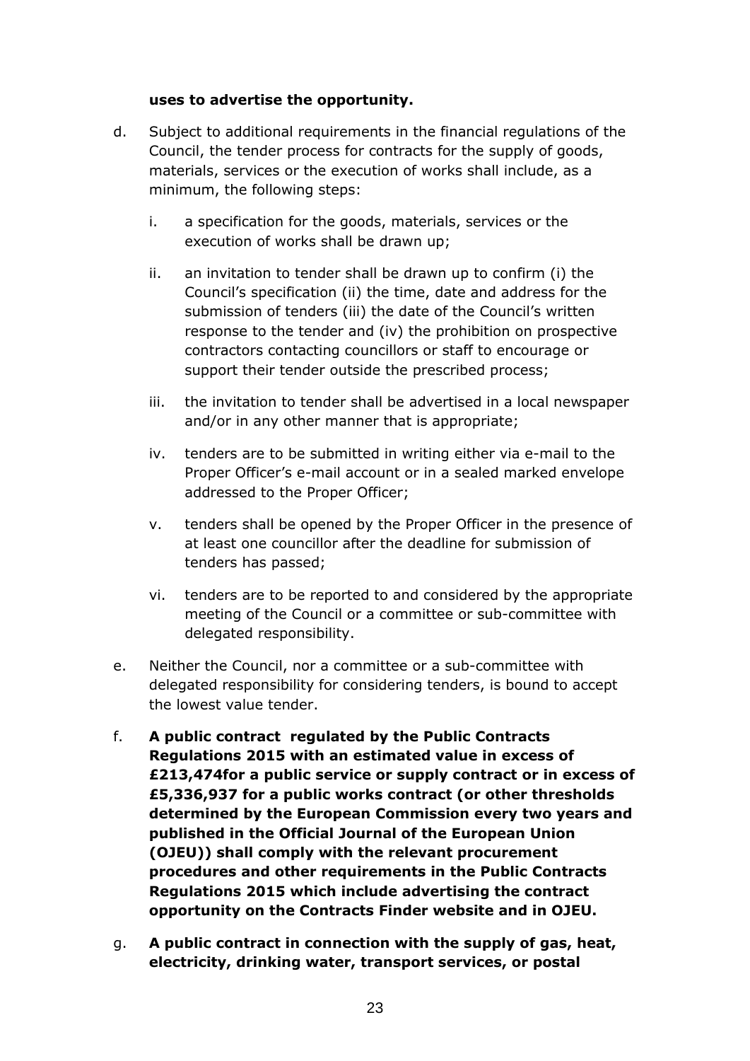**uses to advertise the opportunity.**

d. Subject to additional requirements in the financial regulations of the Council, the tender process for contracts for the supply of goods, materials, services or the execution of works shall include, as a minimum, the following steps:

   i. a specification for the goods, materials, services or the execution of works shall be drawn up;

   ii. an invitation to tender shall be drawn up to confirm (i) the Council's specification (ii) the time, date and address for the submission of tenders (iii) the date of the Council's written response to the tender and (iv) the prohibition on prospective contractors contacting councillors or staff to encourage or support their tender outside the prescribed process;

   iii. the invitation to tender shall be advertised in a local newspaper and/or in any other manner that is appropriate;

   iv. tenders are to be submitted in writing either via e-mail to the Proper Officer's e-mail account or in a sealed marked envelope addressed to the Proper Officer;

   v. tenders shall be opened by the Proper Officer in the presence of at least one councillor after the deadline for submission of tenders has passed;

   vi. tenders are to be reported to and considered by the appropriate meeting of the Council or a committee or sub-committee with delegated responsibility.

e. Neither the Council, nor a committee or a sub-committee with delegated responsibility for considering tenders, is bound to accept the lowest value tender.

f. **A public contract regulated by the Public Contracts Regulations 2015 with an estimated value in excess of £213,474for a public service or supply contract or in excess of £5,336,937 for a public works contract (or other thresholds determined by the European Commission every two years and published in the Official Journal of the European Union (OJEU)) shall comply with the relevant procurement procedures and other requirements in the Public Contracts Regulations 2015 which include advertising the contract opportunity on the Contracts Finder website and in OJEU.**

g. **A public contract in connection with the supply of gas, heat, electricity, drinking water, transport services, or postal**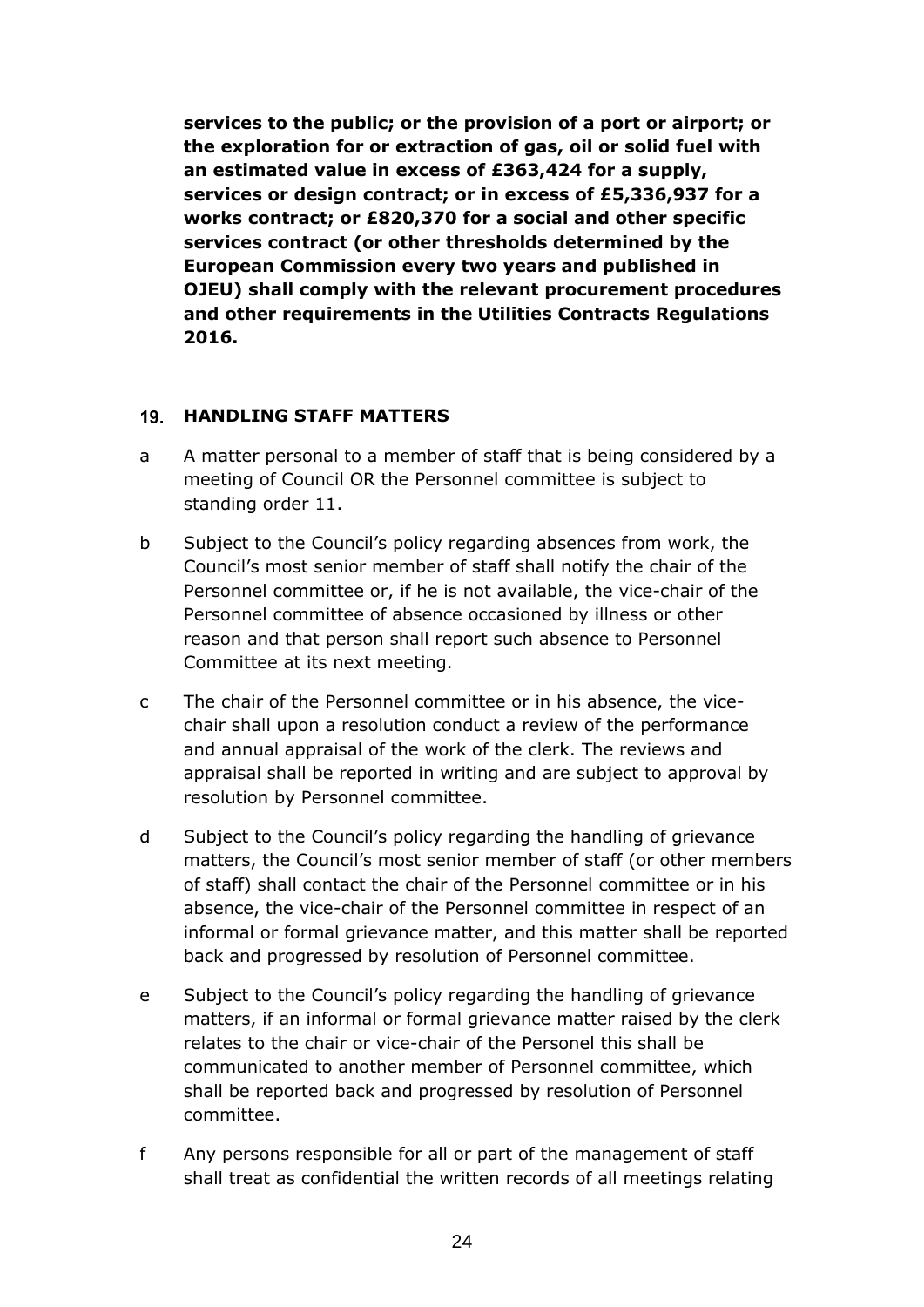**services to the public; or the provision of a port or airport; or the exploration for or extraction of gas, oil or solid fuel with an estimated value in excess of £363,424 for a supply, services or design contract; or in excess of £5,336,937 for a works contract; or £820,370 for a social and other specific services contract (or other thresholds determined by the European Commission every two years and published in OJEU) shall comply with the relevant procurement procedures and other requirements in the Utilities Contracts Regulations 2016.**

## 19. HANDLING STAFF MATTERS

a A matter personal to a member of staff that is being considered by a meeting of Council OR the Personnel committee is subject to standing order 11.

b Subject to the Council's policy regarding absences from work, the Council's most senior member of staff shall notify the chair of the Personnel committee or, if he is not available, the vice-chair of the Personnel committee of absence occasioned by illness or other reason and that person shall report such absence to Personnel Committee at its next meeting.

c The chair of the Personnel committee or in his absence, the vice-chair shall upon a resolution conduct a review of the performance and annual appraisal of the work of the clerk. The reviews and appraisal shall be reported in writing and are subject to approval by resolution by Personnel committee.

d Subject to the Council's policy regarding the handling of grievance matters, the Council's most senior member of staff (or other members of staff) shall contact the chair of the Personnel committee or in his absence, the vice-chair of the Personnel committee in respect of an informal or formal grievance matter, and this matter shall be reported back and progressed by resolution of Personnel committee.

e Subject to the Council's policy regarding the handling of grievance matters, if an informal or formal grievance matter raised by the clerk relates to the chair or vice-chair of the Personel this shall be communicated to another member of Personnel committee, which shall be reported back and progressed by resolution of Personnel committee.

f Any persons responsible for all or part of the management of staff shall treat as confidential the written records of all meetings relating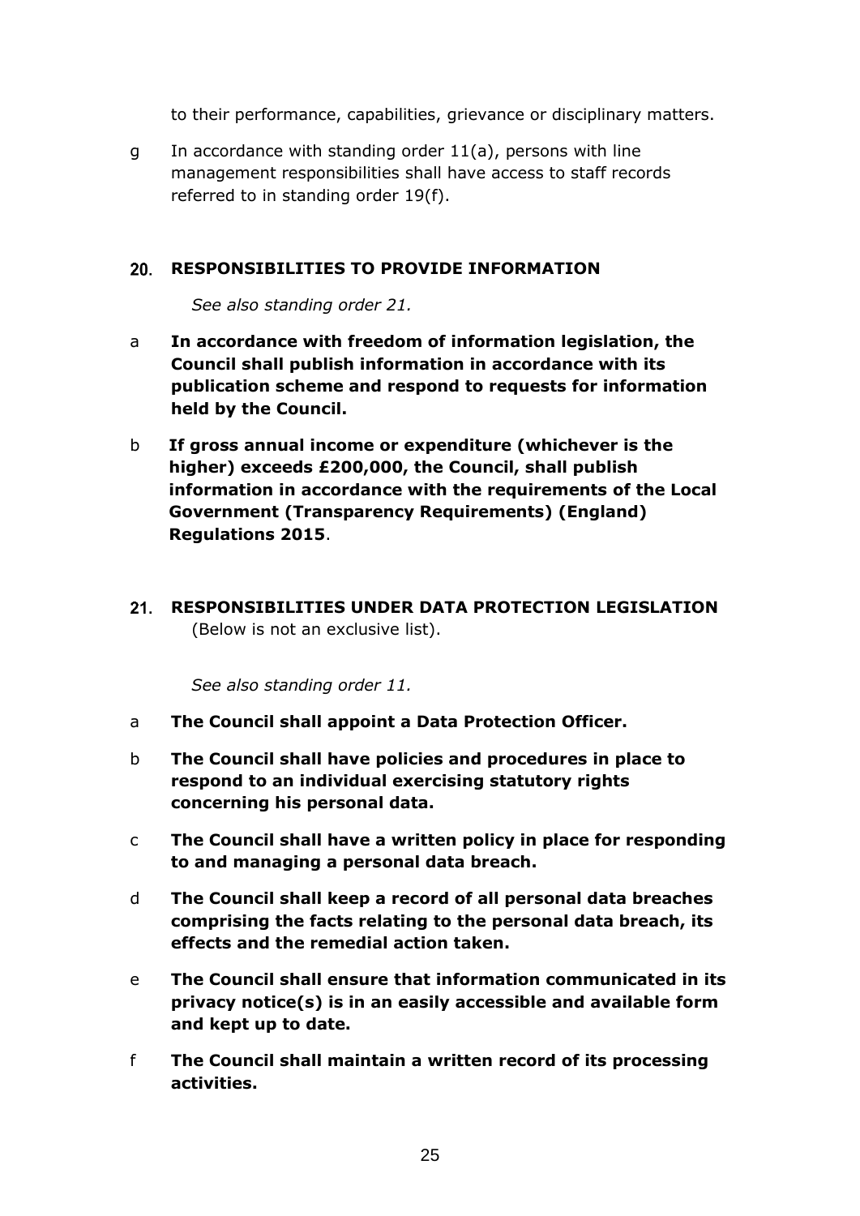to their performance, capabilities, grievance or disciplinary matters.

g In accordance with standing order 11(a), persons with line management responsibilities shall have access to staff records referred to in standing order 19(f).

## 20. RESPONSIBILITIES TO PROVIDE INFORMATION

*See also standing order 21.*

a **In accordance with freedom of information legislation, the Council shall publish information in accordance with its publication scheme and respond to requests for information held by the Council.**

b **If gross annual income or expenditure (whichever is the higher) exceeds £200,000, the Council, shall publish information in accordance with the requirements of the Local Government (Transparency Requirements) (England) Regulations 2015**.

## 21. RESPONSIBILITIES UNDER DATA PROTECTION LEGISLATION

(Below is not an exclusive list).

*See also standing order 11.*

a **The Council shall appoint a Data Protection Officer.**

b **The Council shall have policies and procedures in place to respond to an individual exercising statutory rights concerning his personal data.**

c **The Council shall have a written policy in place for responding to and managing a personal data breach.**

d **The Council shall keep a record of all personal data breaches comprising the facts relating to the personal data breach, its effects and the remedial action taken.**

e **The Council shall ensure that information communicated in its privacy notice(s) is in an easily accessible and available form and kept up to date.**

f **The Council shall maintain a written record of its processing activities.**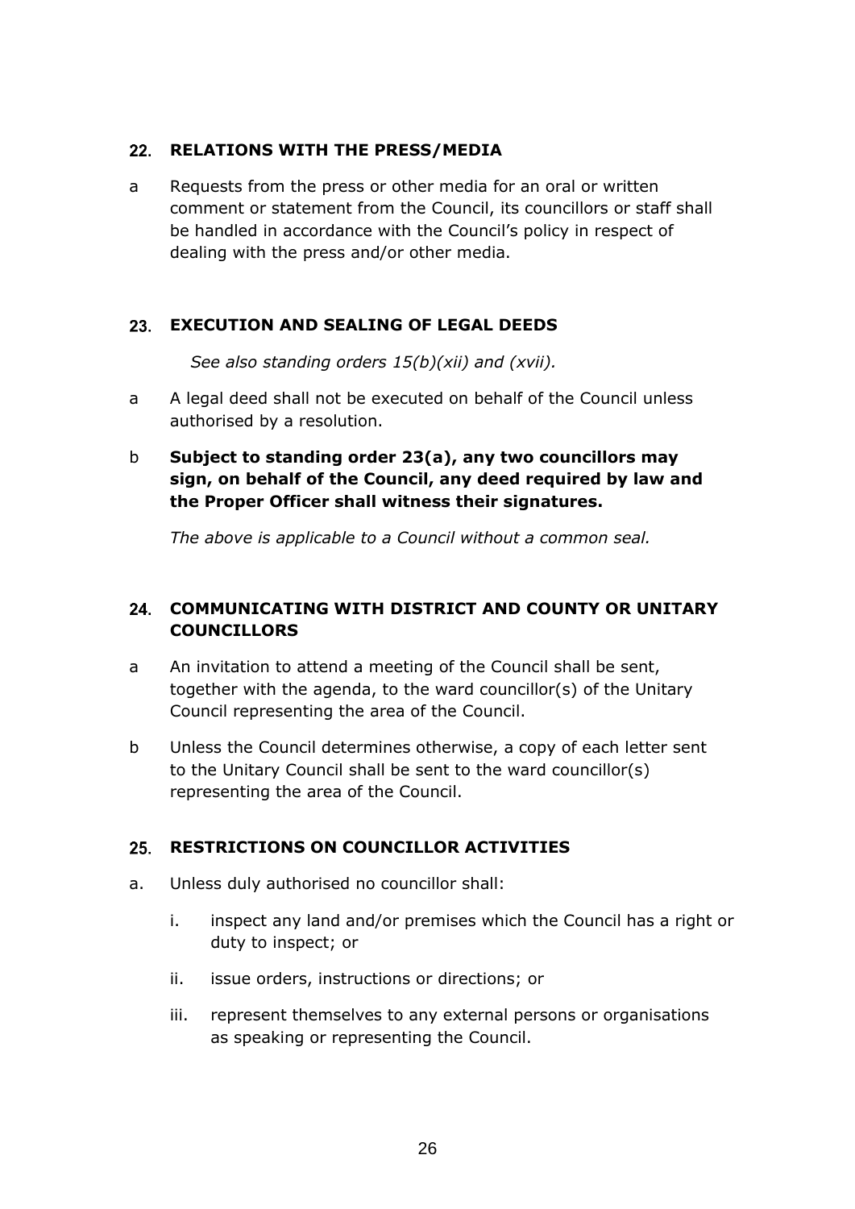## 22. RELATIONS WITH THE PRESS/MEDIA

a Requests from the press or other media for an oral or written comment or statement from the Council, its councillors or staff shall be handled in accordance with the Council's policy in respect of dealing with the press and/or other media.

## 23. EXECUTION AND SEALING OF LEGAL DEEDS

*See also standing orders 15(b)(xii) and (xvii).*

a A legal deed shall not be executed on behalf of the Council unless authorised by a resolution.

b **Subject to standing order 23(a), any two councillors may sign, on behalf of the Council, any deed required by law and the Proper Officer shall witness their signatures.**

*The above is applicable to a Council without a common seal.*

## 24. COMMUNICATING WITH DISTRICT AND COUNTY OR UNITARY COUNCILLORS

a An invitation to attend a meeting of the Council shall be sent, together with the agenda, to the ward councillor(s) of the Unitary Council representing the area of the Council.

b Unless the Council determines otherwise, a copy of each letter sent to the Unitary Council shall be sent to the ward councillor(s) representing the area of the Council.

## 25. RESTRICTIONS ON COUNCILLOR ACTIVITIES

a. Unless duly authorised no councillor shall:

   i. inspect any land and/or premises which the Council has a right or duty to inspect; or

   ii. issue orders, instructions or directions; or

   iii. represent themselves to any external persons or organisations as speaking or representing the Council.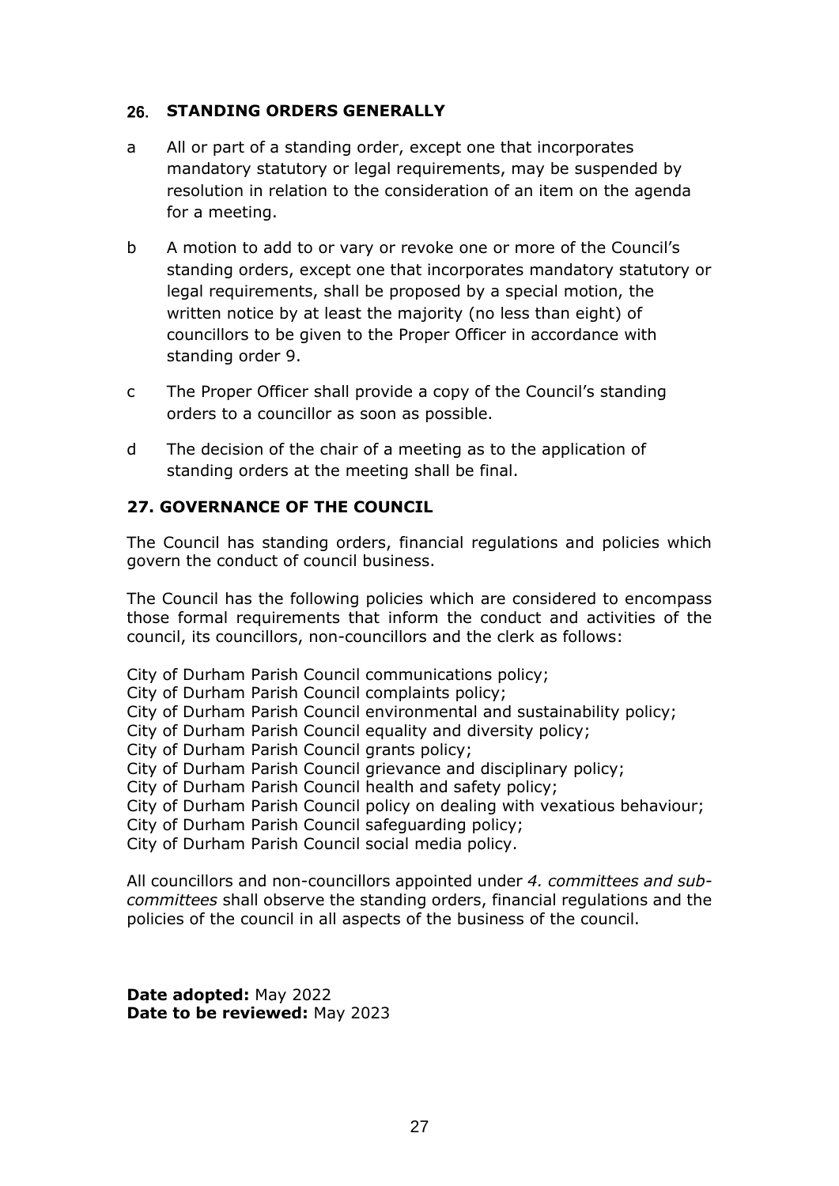## 26. STANDING ORDERS GENERALLY

a All or part of a standing order, except one that incorporates mandatory statutory or legal requirements, may be suspended by resolution in relation to the consideration of an item on the agenda for a meeting.

b A motion to add to or vary or revoke one or more of the Council's standing orders, except one that incorporates mandatory statutory or legal requirements, shall be proposed by a special motion, the written notice by at least the majority (no less than eight) of councillors to be given to the Proper Officer in accordance with standing order 9.

c The Proper Officer shall provide a copy of the Council's standing orders to a councillor as soon as possible.

d The decision of the chair of a meeting as to the application of standing orders at the meeting shall be final.

## 27. GOVERNANCE OF THE COUNCIL

The Council has standing orders, financial regulations and policies which govern the conduct of council business.

The Council has the following policies which are considered to encompass those formal requirements that inform the conduct and activities of the council, its councillors, non-councillors and the clerk as follows:

City of Durham Parish Council communications policy;
City of Durham Parish Council complaints policy;
City of Durham Parish Council environmental and sustainability policy;
City of Durham Parish Council equality and diversity policy;
City of Durham Parish Council grants policy;
City of Durham Parish Council grievance and disciplinary policy;
City of Durham Parish Council health and safety policy;
City of Durham Parish Council policy on dealing with vexatious behaviour;
City of Durham Parish Council safeguarding policy;
City of Durham Parish Council social media policy.

All councillors and non-councillors appointed under *4. committees and sub-committees* shall observe the standing orders, financial regulations and the policies of the council in all aspects of the business of the council.

**Date adopted:** May 2022
**Date to be reviewed:** May 2023